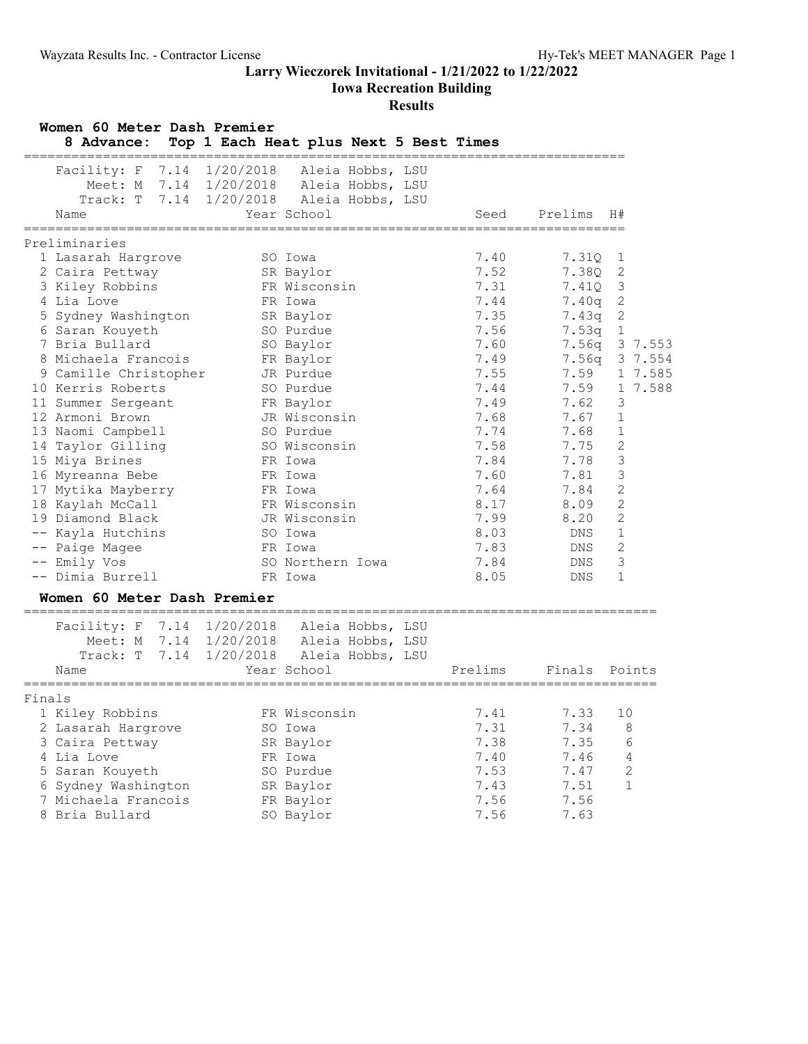# Larry Wieczorek Invitational - 1/21/2022 to 1/22/2022

## Iowa Recreation Building

### Results

**Women 60 Meter Dash Premier**

**8 Advance: Top 1 Each Heat plus Next 5 Best Times**

Facility: F 7.14 1/20/2018 Aleia Hobbs, LSU
Meet: M 7.14 1/20/2018 Aleia Hobbs, LSU
Track: T 7.14 1/20/2018 Aleia Hobbs, LSU

Preliminaries

| Place | Name | Year | School | Seed | Prelims | H# | |
|---|---|---|---|---|---|---|---|
| 1 | Lasarah Hargrove | SO | Iowa | 7.40 | 7.31Q | 1 | |
| 2 | Caira Pettway | SR | Baylor | 7.52 | 7.38Q | 2 | |
| 3 | Kiley Robbins | FR | Wisconsin | 7.31 | 7.41Q | 3 | |
| 4 | Lia Love | FR | Iowa | 7.44 | 7.40q | 2 | |
| 5 | Sydney Washington | SR | Baylor | 7.35 | 7.43q | 2 | |
| 6 | Saran Kouyeth | SO | Purdue | 7.56 | 7.53q | 1 | |
| 7 | Bria Bullard | SO | Baylor | 7.60 | 7.56q | 3 | 7.553 |
| 8 | Michaela Francois | FR | Baylor | 7.49 | 7.56q | 3 | 7.554 |
| 9 | Camille Christopher | JR | Purdue | 7.55 | 7.59 | 1 | 7.585 |
| 10 | Kerris Roberts | SO | Purdue | 7.44 | 7.59 | 1 | 7.588 |
| 11 | Summer Sergeant | FR | Baylor | 7.49 | 7.62 | 3 | |
| 12 | Armoni Brown | JR | Wisconsin | 7.68 | 7.67 | 1 | |
| 13 | Naomi Campbell | SO | Purdue | 7.74 | 7.68 | 1 | |
| 14 | Taylor Gilling | SO | Wisconsin | 7.58 | 7.75 | 2 | |
| 15 | Miya Brines | FR | Iowa | 7.84 | 7.78 | 3 | |
| 16 | Myreanna Bebe | FR | Iowa | 7.60 | 7.81 | 3 | |
| 17 | Mytika Mayberry | FR | Iowa | 7.64 | 7.84 | 2 | |
| 18 | Kaylah McCall | FR | Wisconsin | 8.17 | 8.09 | 2 | |
| 19 | Diamond Black | JR | Wisconsin | 7.99 | 8.20 | 2 | |
| -- | Kayla Hutchins | SO | Iowa | 8.03 | DNS | 1 | |
| -- | Paige Magee | FR | Iowa | 7.83 | DNS | 2 | |
| -- | Emily Vos | SO | Northern Iowa | 7.84 | DNS | 3 | |
| -- | Dimia Burrell | FR | Iowa | 8.05 | DNS | 1 | |

**Women 60 Meter Dash Premier**

Facility: F 7.14 1/20/2018 Aleia Hobbs, LSU
Meet: M 7.14 1/20/2018 Aleia Hobbs, LSU
Track: T 7.14 1/20/2018 Aleia Hobbs, LSU

Finals

| Place | Name | Year | School | Prelims | Finals | Points |
|---|---|---|---|---|---|---|
| 1 | Kiley Robbins | FR | Wisconsin | 7.41 | 7.33 | 10 |
| 2 | Lasarah Hargrove | SO | Iowa | 7.31 | 7.34 | 8 |
| 3 | Caira Pettway | SR | Baylor | 7.38 | 7.35 | 6 |
| 4 | Lia Love | FR | Iowa | 7.40 | 7.46 | 4 |
| 5 | Saran Kouyeth | SO | Purdue | 7.53 | 7.47 | 2 |
| 6 | Sydney Washington | SR | Baylor | 7.43 | 7.51 | 1 |
| 7 | Michaela Francois | FR | Baylor | 7.56 | 7.56 | |
| 8 | Bria Bullard | SO | Baylor | 7.56 | 7.63 | |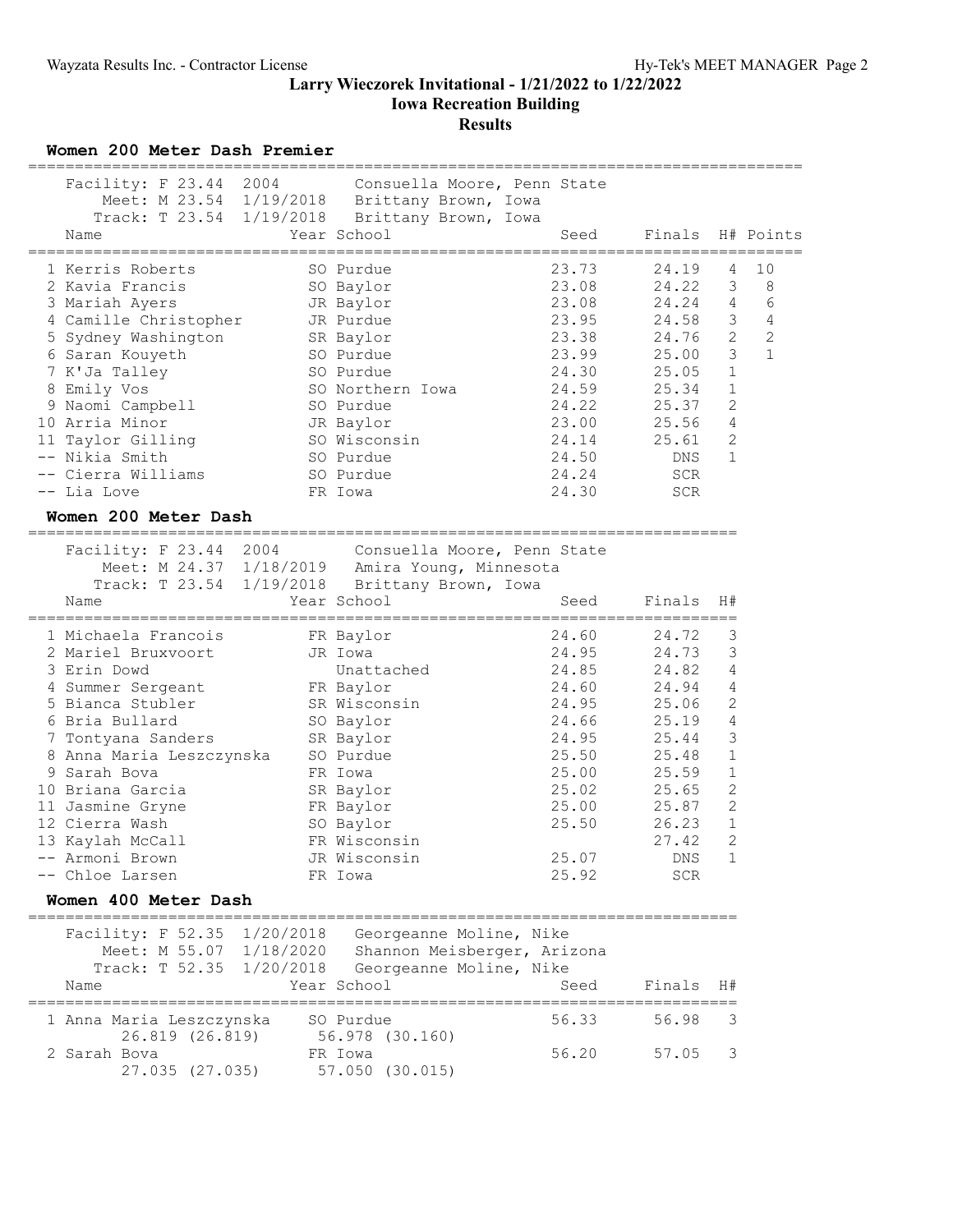Larry Wieczorek Invitational - 1/21/2022 to 1/22/2022

Iowa Recreation Building

Results

### Women 200 Meter Dash Premier

Facility: F 23.44 2004 Consuella Moore, Penn State
Meet: M 23.54 1/19/2018 Brittany Brown, Iowa
Track: T 23.54 1/19/2018 Brittany Brown, Iowa

| Place | Name | Year | School | Seed | Finals | H# | Points |
|---|---|---|---|---|---|---|---|
| 1 | Kerris Roberts | SO | Purdue | 23.73 | 24.19 | 4 | 10 |
| 2 | Kavia Francis | SO | Baylor | 23.08 | 24.22 | 3 | 8 |
| 3 | Mariah Ayers | JR | Baylor | 23.08 | 24.24 | 4 | 6 |
| 4 | Camille Christopher | JR | Purdue | 23.95 | 24.58 | 3 | 4 |
| 5 | Sydney Washington | SR | Baylor | 23.38 | 24.76 | 2 | 2 |
| 6 | Saran Kouyeth | SO | Purdue | 23.99 | 25.00 | 3 | 1 |
| 7 | K'Ja Talley | SO | Purdue | 24.30 | 25.05 | 1 | |
| 8 | Emily Vos | SO | Northern Iowa | 24.59 | 25.34 | 1 | |
| 9 | Naomi Campbell | SO | Purdue | 24.22 | 25.37 | 2 | |
| 10 | Arria Minor | JR | Baylor | 23.00 | 25.56 | 4 | |
| 11 | Taylor Gilling | SO | Wisconsin | 24.14 | 25.61 | 2 | |
| -- | Nikia Smith | SO | Purdue | 24.50 | DNS | 1 | |
| -- | Cierra Williams | SO | Purdue | 24.24 | SCR | | |
| -- | Lia Love | FR | Iowa | 24.30 | SCR | | |

### Women 200 Meter Dash

Facility: F 23.44 2004 Consuella Moore, Penn State
Meet: M 24.37 1/18/2019 Amira Young, Minnesota
Track: T 23.54 1/19/2018 Brittany Brown, Iowa

| Place | Name | Year | School | Seed | Finals | H# |
|---|---|---|---|---|---|---|
| 1 | Michaela Francois | FR | Baylor | 24.60 | 24.72 | 3 |
| 2 | Mariel Bruxvoort | JR | Iowa | 24.95 | 24.73 | 3 |
| 3 | Erin Dowd | | Unattached | 24.85 | 24.82 | 4 |
| 4 | Summer Sergeant | FR | Baylor | 24.60 | 24.94 | 4 |
| 5 | Bianca Stubler | SR | Wisconsin | 24.95 | 25.06 | 2 |
| 6 | Bria Bullard | SO | Baylor | 24.66 | 25.19 | 4 |
| 7 | Tontyana Sanders | SR | Baylor | 24.95 | 25.44 | 3 |
| 8 | Anna Maria Leszczynska | SO | Purdue | 25.50 | 25.48 | 1 |
| 9 | Sarah Bova | FR | Iowa | 25.00 | 25.59 | 1 |
| 10 | Briana Garcia | SR | Baylor | 25.02 | 25.65 | 2 |
| 11 | Jasmine Gryne | FR | Baylor | 25.00 | 25.87 | 2 |
| 12 | Cierra Wash | SO | Baylor | 25.50 | 26.23 | 1 |
| 13 | Kaylah McCall | FR | Wisconsin | | 27.42 | 2 |
| -- | Armoni Brown | JR | Wisconsin | 25.07 | DNS | 1 |
| -- | Chloe Larsen | FR | Iowa | 25.92 | SCR | |

### Women 400 Meter Dash

Facility: F 52.35 1/20/2018 Georgeanne Moline, Nike
Meet: M 55.07 1/18/2020 Shannon Meisberger, Arizona
Track: T 52.35 1/20/2018 Georgeanne Moline, Nike

| Place | Name | Year | School | Seed | Finals | H# |
|---|---|---|---|---|---|---|
| 1 | Anna Maria Leszczynska | SO | Purdue | 56.33 | 56.98 | 3 |
| | 26.819 (26.819) | | 56.978 (30.160) | | | |
| 2 | Sarah Bova | FR | Iowa | 56.20 | 57.05 | 3 |
| | 27.035 (27.035) | | 57.050 (30.015) | | | |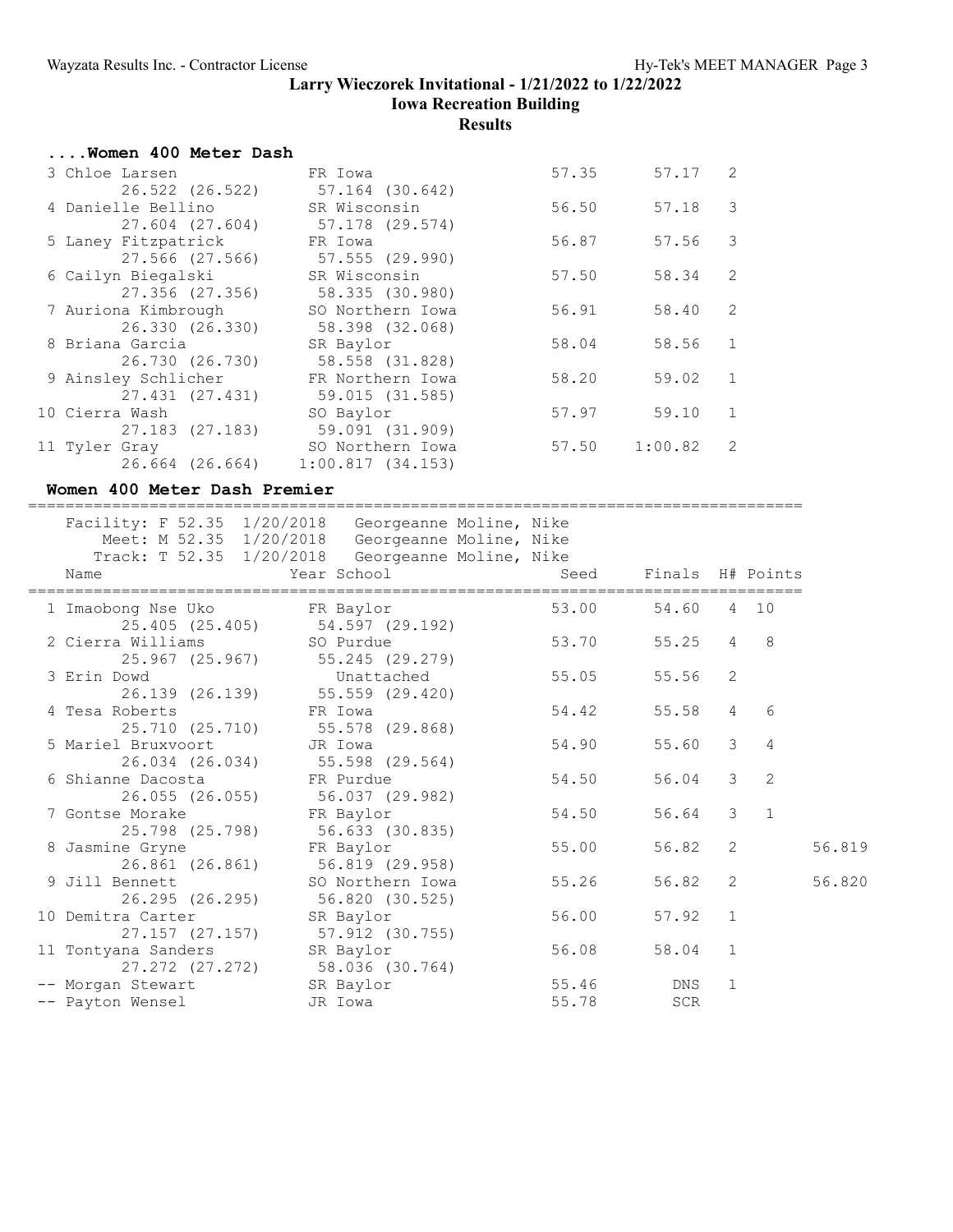# Larry Wieczorek Invitational - 1/21/2022 to 1/22/2022

## Iowa Recreation Building

## Results

### ....Women 400 Meter Dash

| Place | Name | Year | School | Seed | Finals | H# |
|---|---|---|---|---|---|---|
| 3 | Chloe Larsen | FR | Iowa | 57.35 | 57.17 | 2 |
| | 26.522 (26.522) 57.164 (30.642) | | | | | |
| 4 | Danielle Bellino | SR | Wisconsin | 56.50 | 57.18 | 3 |
| | 27.604 (27.604) 57.178 (29.574) | | | | | |
| 5 | Laney Fitzpatrick | FR | Iowa | 56.87 | 57.56 | 3 |
| | 27.566 (27.566) 57.555 (29.990) | | | | | |
| 6 | Cailyn Biegalski | SR | Wisconsin | 57.50 | 58.34 | 2 |
| | 27.356 (27.356) 58.335 (30.980) | | | | | |
| 7 | Auriona Kimbrough | SO | Northern Iowa | 56.91 | 58.40 | 2 |
| | 26.330 (26.330) 58.398 (32.068) | | | | | |
| 8 | Briana Garcia | SR | Baylor | 58.04 | 58.56 | 1 |
| | 26.730 (26.730) 58.558 (31.828) | | | | | |
| 9 | Ainsley Schlicher | FR | Northern Iowa | 58.20 | 59.02 | 1 |
| | 27.431 (27.431) 59.015 (31.585) | | | | | |
| 10 | Cierra Wash | SO | Baylor | 57.97 | 59.10 | 1 |
| | 27.183 (27.183) 59.091 (31.909) | | | | | |
| 11 | Tyler Gray | SO | Northern Iowa | 57.50 | 1:00.82 | 2 |
| | 26.664 (26.664) 1:00.817 (34.153) | | | | | |

### Women 400 Meter Dash Premier

Facility: F 52.35 1/20/2018 Georgeanne Moline, Nike
Meet: M 52.35 1/20/2018 Georgeanne Moline, Nike
Track: T 52.35 1/20/2018 Georgeanne Moline, Nike

| Place | Name | Year | School | Seed | Finals | H# | Points | |
|---|---|---|---|---|---|---|---|---|
| 1 | Imaobong Nse Uko | FR | Baylor | 53.00 | 54.60 | 4 | 10 | |
| | 25.405 (25.405) 54.597 (29.192) | | | | | | | |
| 2 | Cierra Williams | SO | Purdue | 53.70 | 55.25 | 4 | 8 | |
| | 25.967 (25.967) 55.245 (29.279) | | | | | | | |
| 3 | Erin Dowd | | Unattached | 55.05 | 55.56 | 2 | | |
| | 26.139 (26.139) 55.559 (29.420) | | | | | | | |
| 4 | Tesa Roberts | FR | Iowa | 54.42 | 55.58 | 4 | 6 | |
| | 25.710 (25.710) 55.578 (29.868) | | | | | | | |
| 5 | Mariel Bruxvoort | JR | Iowa | 54.90 | 55.60 | 3 | 4 | |
| | 26.034 (26.034) 55.598 (29.564) | | | | | | | |
| 6 | Shianne Dacosta | FR | Purdue | 54.50 | 56.04 | 3 | 2 | |
| | 26.055 (26.055) 56.037 (29.982) | | | | | | | |
| 7 | Gontse Morake | FR | Baylor | 54.50 | 56.64 | 3 | 1 | |
| | 25.798 (25.798) 56.633 (30.835) | | | | | | | |
| 8 | Jasmine Gryne | FR | Baylor | 55.00 | 56.82 | 2 | | 56.819 |
| | 26.861 (26.861) 56.819 (29.958) | | | | | | | |
| 9 | Jill Bennett | SO | Northern Iowa | 55.26 | 56.82 | 2 | | 56.820 |
| | 26.295 (26.295) 56.820 (30.525) | | | | | | | |
| 10 | Demitra Carter | SR | Baylor | 56.00 | 57.92 | 1 | | |
| | 27.157 (27.157) 57.912 (30.755) | | | | | | | |
| 11 | Tontyana Sanders | SR | Baylor | 56.08 | 58.04 | 1 | | |
| | 27.272 (27.272) 58.036 (30.764) | | | | | | | |
| -- | Morgan Stewart | SR | Baylor | 55.46 | DNS | 1 | | |
| -- | Payton Wensel | JR | Iowa | 55.78 | SCR | | | |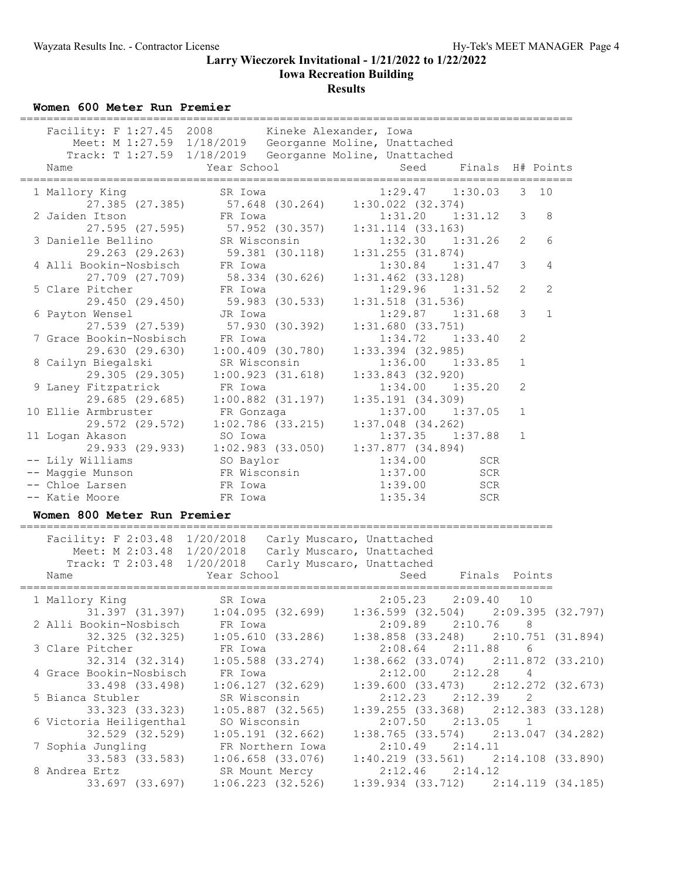Wayzata Results Inc. - Contractor License

# Larry Wieczorek Invitational - 1/21/2022 to 1/22/2022

## Iowa Recreation Building

### Results

#### Women 600 Meter Run Premier

Facility: F 1:27.45 2008 Kineke Alexander, Iowa
Meet: M 1:27.59 1/18/2019 Georganne Moline, Unattached
Track: T 1:27.59 1/18/2019 Georganne Moline, Unattached

| Place | Name | Year | School | Seed | Finals | H# | Points |
|---|---|---|---|---|---|---|---|
| 1 | Mallory King | SR | Iowa | 1:29.47 | 1:30.03 | 3 | 10 |
| | 27.385 (27.385) | 57.648 (30.264) | 1:30.022 (32.374) | | | | |
| 2 | Jaiden Itson | FR | Iowa | 1:31.20 | 1:31.12 | 3 | 8 |
| | 27.595 (27.595) | 57.952 (30.357) | 1:31.114 (33.163) | | | | |
| 3 | Danielle Bellino | SR | Wisconsin | 1:32.30 | 1:31.26 | 2 | 6 |
| | 29.263 (29.263) | 59.381 (30.118) | 1:31.255 (31.874) | | | | |
| 4 | Alli Bookin-Nosbisch | FR | Iowa | 1:30.84 | 1:31.47 | 3 | 4 |
| | 27.709 (27.709) | 58.334 (30.626) | 1:31.462 (33.128) | | | | |
| 5 | Clare Pitcher | FR | Iowa | 1:29.96 | 1:31.52 | 2 | 2 |
| | 29.450 (29.450) | 59.983 (30.533) | 1:31.518 (31.536) | | | | |
| 6 | Payton Wensel | JR | Iowa | 1:29.87 | 1:31.68 | 3 | 1 |
| | 27.539 (27.539) | 57.930 (30.392) | 1:31.680 (33.751) | | | | |
| 7 | Grace Bookin-Nosbisch | FR | Iowa | 1:34.72 | 1:33.40 | 2 | |
| | 29.630 (29.630) | 1:00.409 (30.780) | 1:33.394 (32.985) | | | | |
| 8 | Cailyn Biegalski | SR | Wisconsin | 1:36.00 | 1:33.85 | 1 | |
| | 29.305 (29.305) | 1:00.923 (31.618) | 1:33.843 (32.920) | | | | |
| 9 | Laney Fitzpatrick | FR | Iowa | 1:34.00 | 1:35.20 | 2 | |
| | 29.685 (29.685) | 1:00.882 (31.197) | 1:35.191 (34.309) | | | | |
| 10 | Ellie Armbruster | FR | Gonzaga | 1:37.00 | 1:37.05 | 1 | |
| | 29.572 (29.572) | 1:02.786 (33.215) | 1:37.048 (34.262) | | | | |
| 11 | Logan Akason | SO | Iowa | 1:37.35 | 1:37.88 | 1 | |
| | 29.933 (29.933) | 1:02.983 (33.050) | 1:37.877 (34.894) | | | | |
| -- | Lily Williams | SO | Baylor | 1:34.00 | SCR | | |
| -- | Maggie Munson | FR | Wisconsin | 1:37.00 | SCR | | |
| -- | Chloe Larsen | FR | Iowa | 1:39.00 | SCR | | |
| -- | Katie Moore | FR | Iowa | 1:35.34 | SCR | | |

#### Women 800 Meter Run Premier

Facility: F 2:03.48 1/20/2018 Carly Muscaro, Unattached
Meet: M 2:03.48 1/20/2018 Carly Muscaro, Unattached
Track: T 2:03.48 1/20/2018 Carly Muscaro, Unattached

| Place | Name | Year | School | Seed | Finals | Points |
|---|---|---|---|---|---|---|
| 1 | Mallory King | SR | Iowa | 2:05.23 | 2:09.40 | 10 |
| | 31.397 (31.397) | 1:04.095 (32.699) | 1:36.599 (32.504) | 2:09.395 (32.797) | | |
| 2 | Alli Bookin-Nosbisch | FR | Iowa | 2:09.89 | 2:10.76 | 8 |
| | 32.325 (32.325) | 1:05.610 (33.286) | 1:38.858 (33.248) | 2:10.751 (31.894) | | |
| 3 | Clare Pitcher | FR | Iowa | 2:08.64 | 2:11.88 | 6 |
| | 32.314 (32.314) | 1:05.588 (33.274) | 1:38.662 (33.074) | 2:11.872 (33.210) | | |
| 4 | Grace Bookin-Nosbisch | FR | Iowa | 2:12.00 | 2:12.28 | 4 |
| | 33.498 (33.498) | 1:06.127 (32.629) | 1:39.600 (33.473) | 2:12.272 (32.673) | | |
| 5 | Bianca Stubler | SR | Wisconsin | 2:12.23 | 2:12.39 | 2 |
| | 33.323 (33.323) | 1:05.887 (32.565) | 1:39.255 (33.368) | 2:12.383 (33.128) | | |
| 6 | Victoria Heiligenthal | SO | Wisconsin | 2:07.50 | 2:13.05 | 1 |
| | 32.529 (32.529) | 1:05.191 (32.662) | 1:38.765 (33.574) | 2:13.047 (34.282) | | |
| 7 | Sophia Jungling | FR | Northern Iowa | 2:10.49 | 2:14.11 | |
| | 33.583 (33.583) | 1:06.658 (33.076) | 1:40.219 (33.561) | 2:14.108 (33.890) | | |
| 8 | Andrea Ertz | SR | Mount Mercy | 2:12.46 | 2:14.12 | |
| | 33.697 (33.697) | 1:06.223 (32.526) | 1:39.934 (33.712) | 2:14.119 (34.185) | | |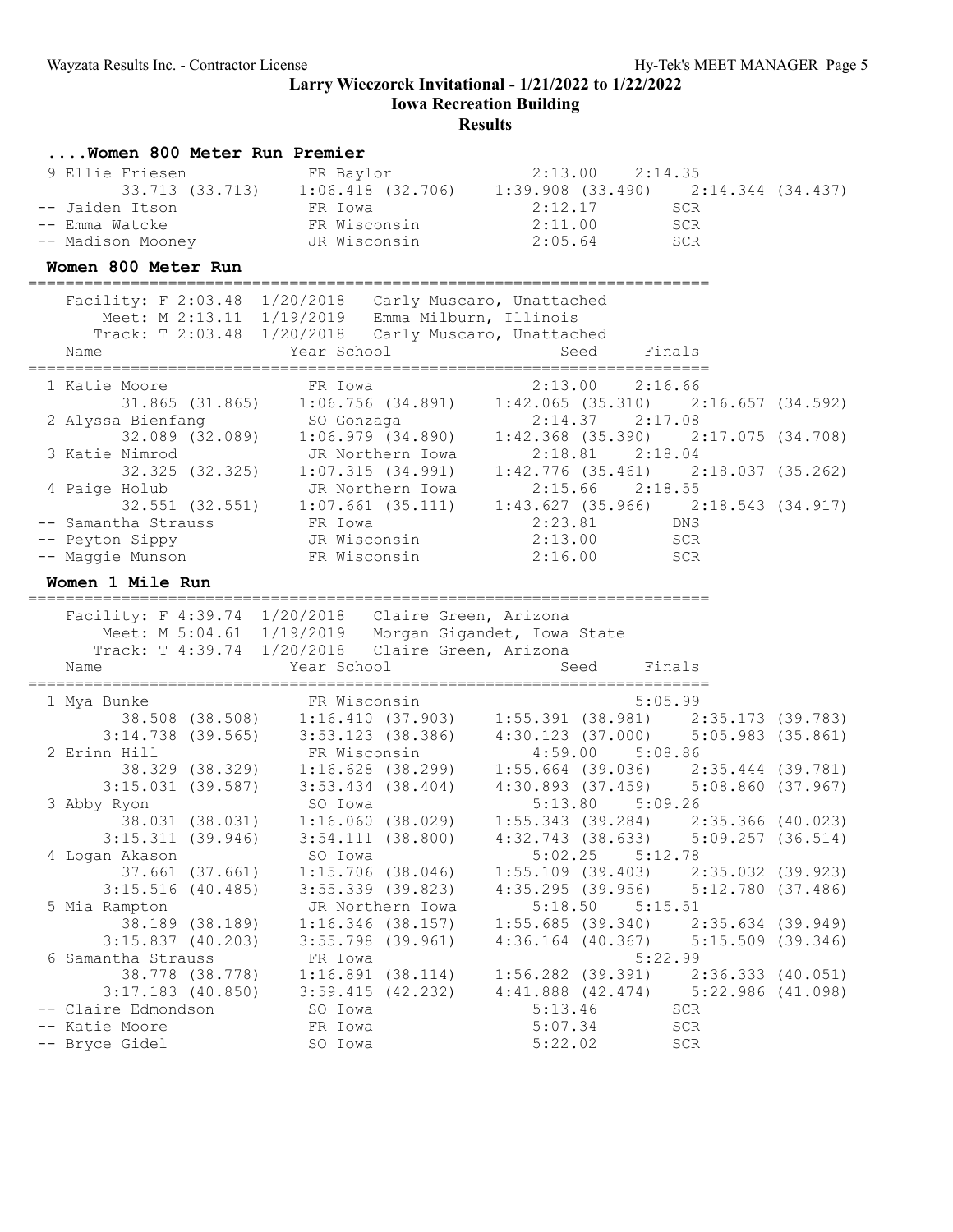# Larry Wieczorek Invitational - 1/21/2022 to 1/22/2022

## Iowa Recreation Building

### Results

#### ....Women 800 Meter Run Premier

```
  9 Ellie Friesen          FR Baylor                2:13.00    2:14.35  
         33.713 (33.713)    1:06.418 (32.706)    1:39.908 (33.490)    2:14.344 (34.437)
 -- Jaiden Itson           FR Iowa                  2:12.17        SCR  
 -- Emma Watcke            FR Wisconsin             2:11.00        SCR  
 -- Madison Mooney         JR Wisconsin             2:05.64        SCR  
```

#### Women 800 Meter Run

```
=========================================================================
    Facility: F 2:03.48  1/20/2018   Carly Muscaro, Unattached
        Meet: M 2:13.11  1/19/2019   Emma Milburn, Illinois
       Track: T 2:03.48  1/20/2018   Carly Muscaro, Unattached
    Name                    Year School                  Seed     Finals
=========================================================================
  1 Katie Moore            FR Iowa                  2:13.00    2:16.66  
         31.865 (31.865)    1:06.756 (34.891)    1:42.065 (35.310)    2:16.657 (34.592)
  2 Alyssa Bienfang        SO Gonzaga               2:14.37    2:17.08  
         32.089 (32.089)    1:06.979 (34.890)    1:42.368 (35.390)    2:17.075 (34.708)
  3 Katie Nimrod           JR Northern Iowa         2:18.81    2:18.04  
         32.325 (32.325)    1:07.315 (34.991)    1:42.776 (35.461)    2:18.037 (35.262)
  4 Paige Holub            JR Northern Iowa         2:15.66    2:18.55  
         32.551 (32.551)    1:07.661 (35.111)    1:43.627 (35.966)    2:18.543 (34.917)
 -- Samantha Strauss       FR Iowa                  2:23.81        DNS  
 -- Peyton Sippy           JR Wisconsin             2:13.00        SCR  
 -- Maggie Munson          FR Wisconsin             2:16.00        SCR  
```

#### Women 1 Mile Run

```
=========================================================================
    Facility: F 4:39.74  1/20/2018   Claire Green, Arizona
        Meet: M 5:04.61  1/19/2019   Morgan Gigandet, Iowa State
       Track: T 4:39.74  1/20/2018   Claire Green, Arizona
    Name                    Year School                  Seed     Finals
=========================================================================
  1 Mya Bunke              FR Wisconsin                        5:05.99  
         38.508 (38.508)    1:16.410 (37.903)    1:55.391 (38.981)    2:35.173 (39.783)
       3:14.738 (39.565)    3:53.123 (38.386)    4:30.123 (37.000)    5:05.983 (35.861)
  2 Erinn Hill             FR Wisconsin             4:59.00    5:08.86  
         38.329 (38.329)    1:16.628 (38.299)    1:55.664 (39.036)    2:35.444 (39.781)
       3:15.031 (39.587)    3:53.434 (38.404)    4:30.893 (37.459)    5:08.860 (37.967)
  3 Abby Ryon              SO Iowa                  5:13.80    5:09.26  
         38.031 (38.031)    1:16.060 (38.029)    1:55.343 (39.284)    2:35.366 (40.023)
       3:15.311 (39.946)    3:54.111 (38.800)    4:32.743 (38.633)    5:09.257 (36.514)
  4 Logan Akason           SO Iowa                  5:02.25    5:12.78  
         37.661 (37.661)    1:15.706 (38.046)    1:55.109 (39.403)    2:35.032 (39.923)
       3:15.516 (40.485)    3:55.339 (39.823)    4:35.295 (39.956)    5:12.780 (37.486)
  5 Mia Rampton            JR Northern Iowa         5:18.50    5:15.51  
         38.189 (38.189)    1:16.346 (38.157)    1:55.685 (39.340)    2:35.634 (39.949)
       3:15.837 (40.203)    3:55.798 (39.961)    4:36.164 (40.367)    5:15.509 (39.346)
  6 Samantha Strauss       FR Iowa                             5:22.99  
         38.778 (38.778)    1:16.891 (38.114)    1:56.282 (39.391)    2:36.333 (40.051)
       3:17.183 (40.850)    3:59.415 (42.232)    4:41.888 (42.474)    5:22.986 (41.098)
 -- Claire Edmondson       SO Iowa                  5:13.46        SCR  
 -- Katie Moore            FR Iowa                  5:07.34        SCR  
 -- Bryce Gidel            SO Iowa                  5:22.02        SCR  
```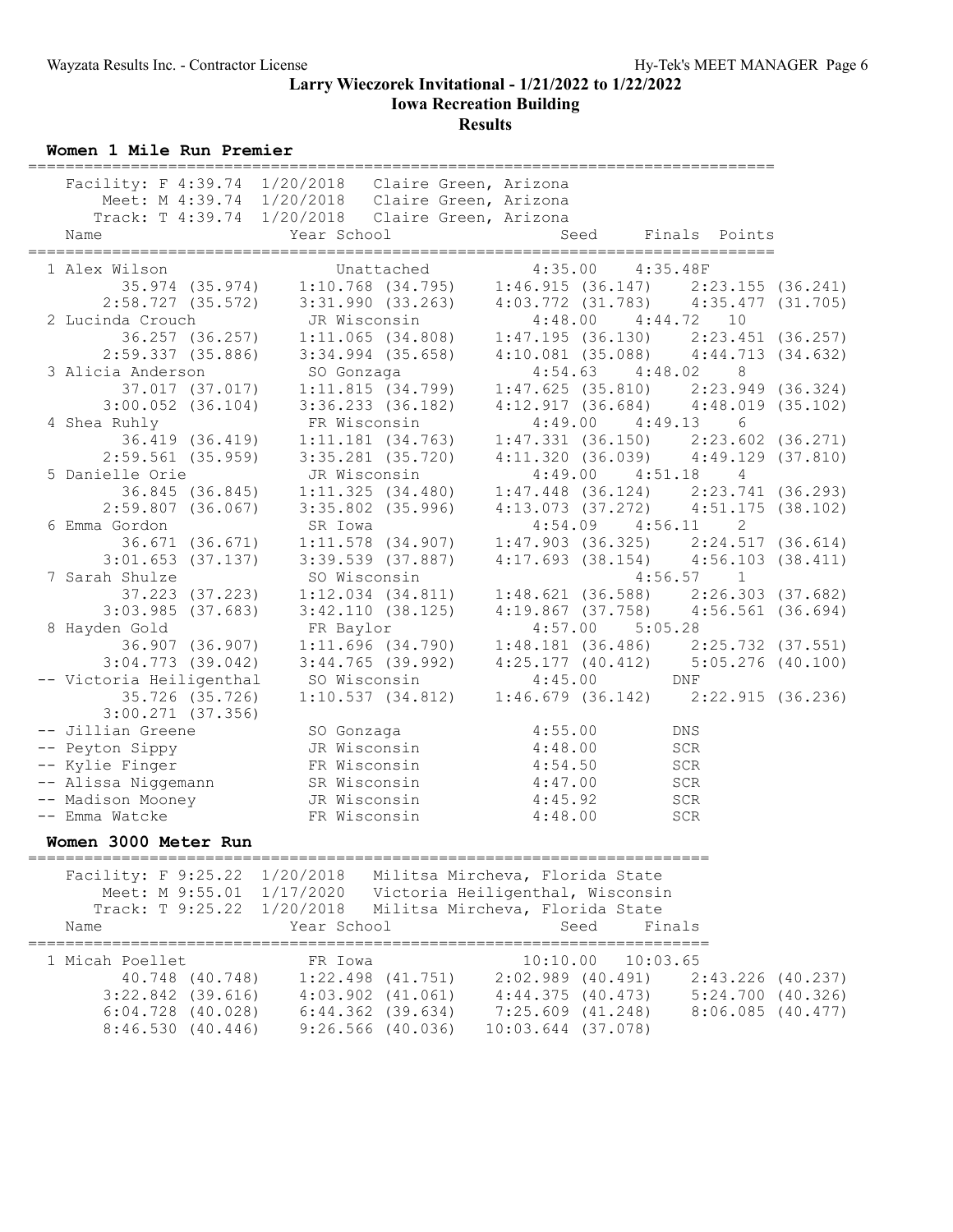# Larry Wieczorek Invitational - 1/21/2022 to 1/22/2022

## Iowa Recreation Building

### Results

### Women 1 Mile Run Premier

Facility: F 4:39.74 1/20/2018 Claire Green, Arizona
Meet: M 4:39.74 1/20/2018 Claire Green, Arizona
Track: T 4:39.74 1/20/2018 Claire Green, Arizona

| Place | Name | Year School | Seed | Finals | Points |
|---|---|---|---|---|---|
| 1 | Alex Wilson | Unattached | 4:35.00 | 4:35.48F | |
| 2 | Lucinda Crouch | JR Wisconsin | 4:48.00 | 4:44.72 | 10 |
| 3 | Alicia Anderson | SO Gonzaga | 4:54.63 | 4:48.02 | 8 |
| 4 | Shea Ruhly | FR Wisconsin | 4:49.00 | 4:49.13 | 6 |
| 5 | Danielle Orie | JR Wisconsin | 4:49.00 | 4:51.18 | 4 |
| 6 | Emma Gordon | SR Iowa | 4:54.09 | 4:56.11 | 2 |
| 7 | Sarah Shulze | SO Wisconsin | | 4:56.57 | 1 |
| 8 | Hayden Gold | FR Baylor | 4:57.00 | 5:05.28 | |
| -- | Victoria Heiligenthal | SO Wisconsin | 4:45.00 | DNF | |
| -- | Jillian Greene | SO Gonzaga | 4:55.00 | DNS | |
| -- | Peyton Sippy | JR Wisconsin | 4:48.00 | SCR | |
| -- | Kylie Finger | FR Wisconsin | 4:54.50 | SCR | |
| -- | Alissa Niggemann | SR Wisconsin | 4:47.00 | SCR | |
| -- | Madison Mooney | JR Wisconsin | 4:45.92 | SCR | |
| -- | Emma Watcke | FR Wisconsin | 4:48.00 | SCR | |

Splits:

| Name | Split 1 | Split 2 | Split 3 | Split 4 | Split 5 | Split 6 | Split 7 | Split 8 |
|---|---|---|---|---|---|---|---|---|
| Alex Wilson | 35.974 (35.974) | 1:10.768 (34.795) | 1:46.915 (36.147) | 2:23.155 (36.241) | 2:58.727 (35.572) | 3:31.990 (33.263) | 4:03.772 (31.783) | 4:35.477 (31.705) |
| Lucinda Crouch | 36.257 (36.257) | 1:11.065 (34.808) | 1:47.195 (36.130) | 2:23.451 (36.257) | 2:59.337 (35.886) | 3:34.994 (35.658) | 4:10.081 (35.088) | 4:44.713 (34.632) |
| Alicia Anderson | 37.017 (37.017) | 1:11.815 (34.799) | 1:47.625 (35.810) | 2:23.949 (36.324) | 3:00.052 (36.104) | 3:36.233 (36.182) | 4:12.917 (36.684) | 4:48.019 (35.102) |
| Shea Ruhly | 36.419 (36.419) | 1:11.181 (34.763) | 1:47.331 (36.150) | 2:23.602 (36.271) | 2:59.561 (35.959) | 3:35.281 (35.720) | 4:11.320 (36.039) | 4:49.129 (37.810) |
| Danielle Orie | 36.845 (36.845) | 1:11.325 (34.480) | 1:47.448 (36.124) | 2:23.741 (36.293) | 2:59.807 (36.067) | 3:35.802 (35.996) | 4:13.073 (37.272) | 4:51.175 (38.102) |
| Emma Gordon | 36.671 (36.671) | 1:11.578 (34.907) | 1:47.903 (36.325) | 2:24.517 (36.614) | 3:01.653 (37.137) | 3:39.539 (37.887) | 4:17.693 (38.154) | 4:56.103 (38.411) |
| Sarah Shulze | 37.223 (37.223) | 1:12.034 (34.811) | 1:48.621 (36.588) | 2:26.303 (37.682) | 3:03.985 (37.683) | 3:42.110 (38.125) | 4:19.867 (37.758) | 4:56.561 (36.694) |
| Hayden Gold | 36.907 (36.907) | 1:11.696 (34.790) | 1:48.181 (36.486) | 2:25.732 (37.551) | 3:04.773 (39.042) | 3:44.765 (39.992) | 4:25.177 (40.412) | 5:05.276 (40.100) |
| Victoria Heiligenthal | 35.726 (35.726) | 1:10.537 (34.812) | 1:46.679 (36.142) | 2:22.915 (36.236) | 3:00.271 (37.356) | | | |

### Women 3000 Meter Run

Facility: F 9:25.22 1/20/2018 Militsa Mircheva, Florida State
Meet: M 9:55.01 1/17/2020 Victoria Heiligenthal, Wisconsin
Track: T 9:25.22 1/20/2018 Militsa Mircheva, Florida State

| Place | Name | Year School | Seed | Finals |
|---|---|---|---|---|
| 1 | Micah Poellet | FR Iowa | 10:10.00 | 10:03.65 |

Splits:

| Name | Split 1 | Split 2 | Split 3 | Split 4 |
|---|---|---|---|---|
| Micah Poellet | 40.748 (40.748) | 1:22.498 (41.751) | 2:02.989 (40.491) | 2:43.226 (40.237) |
| | 3:22.842 (39.616) | 4:03.902 (41.061) | 4:44.375 (40.473) | 5:24.700 (40.326) |
| | 6:04.728 (40.028) | 6:44.362 (39.634) | 7:25.609 (41.248) | 8:06.085 (40.477) |
| | 8:46.530 (40.446) | 9:26.566 (40.036) | 10:03.644 (37.078) | |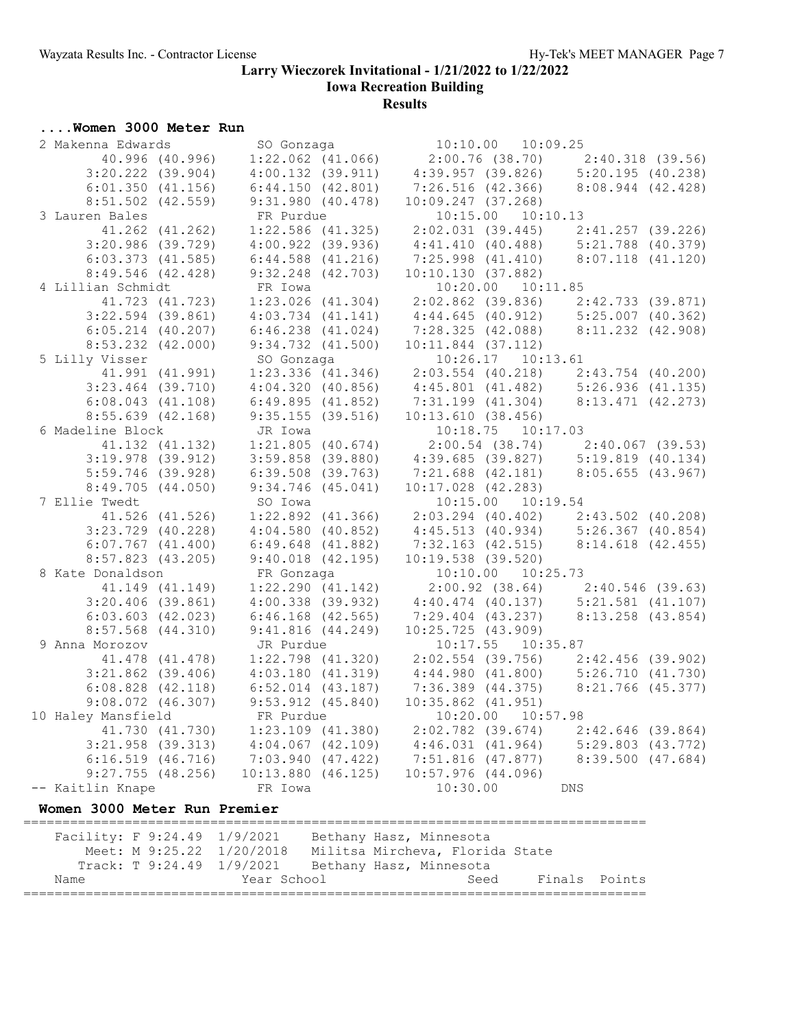**Larry Wieczorek Invitational - 1/21/2022 to 1/22/2022**
**Iowa Recreation Building**
**Results**

### ....Women 3000 Meter Run

```
  2 Makenna Edwards          SO Gonzaga            10:10.00   10:09.25
         40.996 (40.996)   1:22.062 (41.066)     2:00.76 (38.70)      2:40.318 (39.56)
       3:20.222 (39.904)   4:00.132 (39.911)   4:39.957 (39.826)    5:20.195 (40.238)
       6:01.350 (41.156)   6:44.150 (42.801)   7:26.516 (42.366)    8:08.944 (42.428)
       8:51.502 (42.559)   9:31.980 (40.478)  10:09.247 (37.268)
  3 Lauren Bales             FR Purdue             10:15.00   10:10.13
         41.262 (41.262)   1:22.586 (41.325)   2:02.031 (39.445)    2:41.257 (39.226)
       3:20.986 (39.729)   4:00.922 (39.936)   4:41.410 (40.488)    5:21.788 (40.379)
       6:03.373 (41.585)   6:44.588 (41.216)   7:25.998 (41.410)    8:07.118 (41.120)
       8:49.546 (42.428)   9:32.248 (42.703)  10:10.130 (37.882)
  4 Lillian Schmidt          FR Iowa               10:20.00   10:11.85
         41.723 (41.723)   1:23.026 (41.304)   2:02.862 (39.836)    2:42.733 (39.871)
       3:22.594 (39.861)   4:03.734 (41.141)   4:44.645 (40.912)    5:25.007 (40.362)
       6:05.214 (40.207)   6:46.238 (41.024)   7:28.325 (42.088)    8:11.232 (42.908)
       8:53.232 (42.000)   9:34.732 (41.500)  10:11.844 (37.112)
  5 Lilly Visser             SO Gonzaga            10:26.17   10:13.61
         41.991 (41.991)   1:23.336 (41.346)   2:03.554 (40.218)    2:43.754 (40.200)
       3:23.464 (39.710)   4:04.320 (40.856)   4:45.801 (41.482)    5:26.936 (41.135)
       6:08.043 (41.108)   6:49.895 (41.852)   7:31.199 (41.304)    8:13.471 (42.273)
       8:55.639 (42.168)   9:35.155 (39.516)  10:13.610 (38.456)
  6 Madeline Block           JR Iowa               10:18.75   10:17.03
         41.132 (41.132)   1:21.805 (40.674)     2:00.54 (38.74)      2:40.067 (39.53)
       3:19.978 (39.912)   3:59.858 (39.880)   4:39.685 (39.827)    5:19.819 (40.134)
       5:59.746 (39.928)   6:39.508 (39.763)   7:21.688 (42.181)    8:05.655 (43.967)
       8:49.705 (44.050)   9:34.746 (45.041)  10:17.028 (42.283)
  7 Ellie Twedt              SO Iowa               10:15.00   10:19.54
         41.526 (41.526)   1:22.892 (41.366)   2:03.294 (40.402)    2:43.502 (40.208)
       3:23.729 (40.228)   4:04.580 (40.852)   4:45.513 (40.934)    5:26.367 (40.854)
       6:07.767 (41.400)   6:49.648 (41.882)   7:32.163 (42.515)    8:14.618 (42.455)
       8:57.823 (43.205)   9:40.018 (42.195)  10:19.538 (39.520)
  8 Kate Donaldson           FR Gonzaga            10:10.00   10:25.73
         41.149 (41.149)   1:22.290 (41.142)     2:00.92 (38.64)      2:40.546 (39.63)
       3:20.406 (39.861)   4:00.338 (39.932)   4:40.474 (40.137)    5:21.581 (41.107)
       6:03.603 (42.023)   6:46.168 (42.565)   7:29.404 (43.237)    8:13.258 (43.854)
       8:57.568 (44.310)   9:41.816 (44.249)  10:25.725 (43.909)
  9 Anna Morozov             JR Purdue             10:17.55   10:35.87
         41.478 (41.478)   1:22.798 (41.320)   2:02.554 (39.756)    2:42.456 (39.902)
       3:21.862 (39.406)   4:03.180 (41.319)   4:44.980 (41.800)    5:26.710 (41.730)
       6:08.828 (42.118)   6:52.014 (43.187)   7:36.389 (44.375)    8:21.766 (45.377)
       9:08.072 (46.307)   9:53.912 (45.840)  10:35.862 (41.951)
 10 Haley Mansfield          FR Purdue             10:20.00   10:57.98
         41.730 (41.730)   1:23.109 (41.380)   2:02.782 (39.674)    2:42.646 (39.864)
       3:21.958 (39.313)   4:04.067 (42.109)   4:46.031 (41.964)    5:29.803 (43.772)
       6:16.519 (46.716)   7:03.940 (47.422)   7:51.816 (47.877)    8:39.500 (47.684)
       9:27.755 (48.256)  10:13.880 (46.125)  10:57.976 (44.096)
 -- Kaitlin Knape            FR Iowa               10:30.00        DNS
```

### Women 3000 Meter Run Premier

```
===============================================================================
   Facility: F 9:24.49  1/9/2021    Bethany Hasz, Minnesota
       Meet: M 9:25.22  1/20/2018   Militsa Mircheva, Florida State
      Track: T 9:24.49  1/9/2021    Bethany Hasz, Minnesota
    Name                    Year School                  Seed     Finals  Points
===============================================================================
```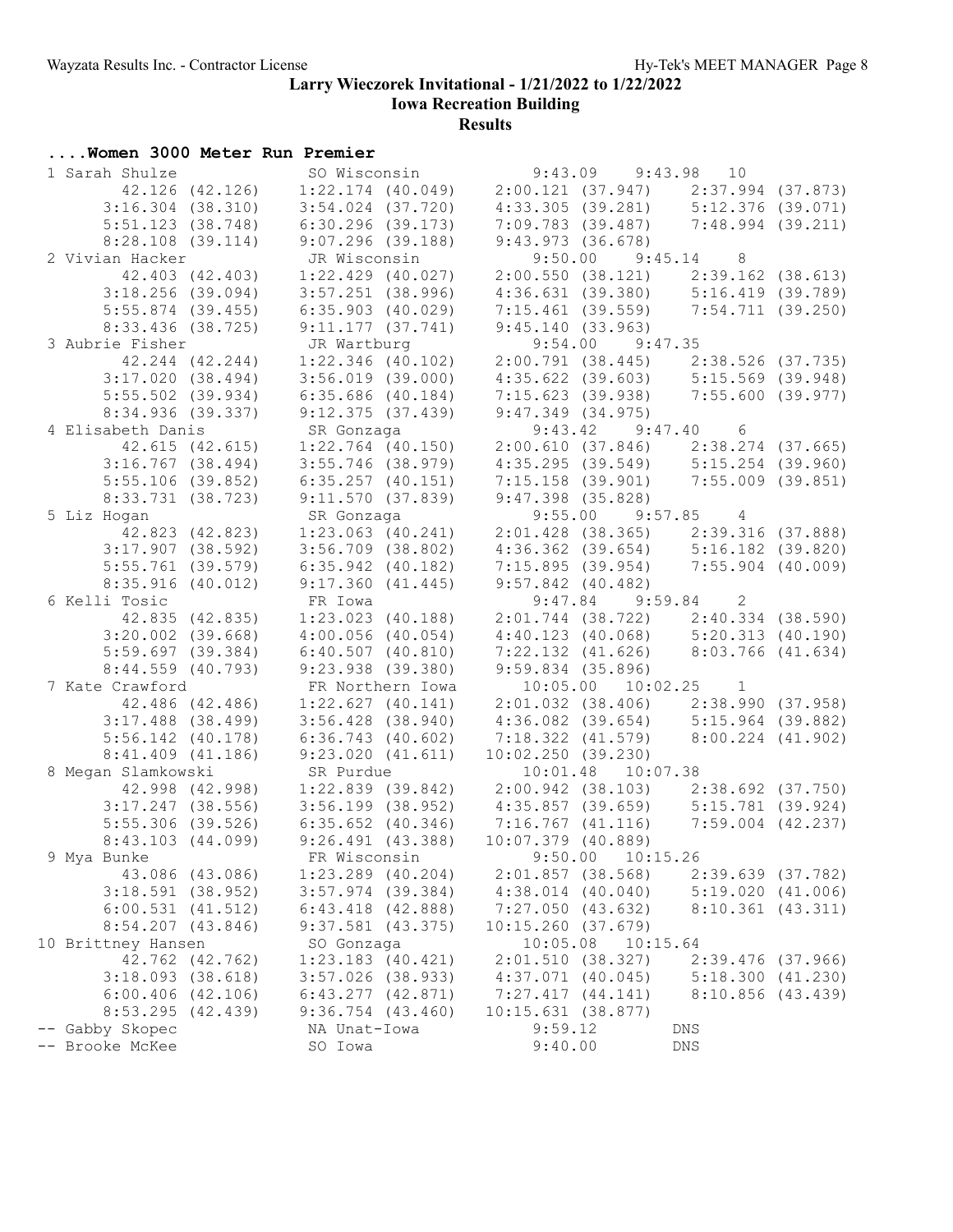# Larry Wieczorek Invitational - 1/21/2022 to 1/22/2022

## Iowa Recreation Building

### Results

**....Women 3000 Meter Run Premier**

```
 1 Sarah Shulze            SO Wisconsin             9:43.09    9:43.98  10 
        42.126 (42.126)    1:22.174 (40.049)    2:00.121 (37.947)    2:37.994 (37.873)
      3:16.304 (38.310)    3:54.024 (37.720)    4:33.305 (39.281)    5:12.376 (39.071)
      5:51.123 (38.748)    6:30.296 (39.173)    7:09.783 (39.487)    7:48.994 (39.211)
      8:28.108 (39.114)    9:07.296 (39.188)    9:43.973 (36.678)
 2 Vivian Hacker           JR Wisconsin             9:50.00    9:45.14   8 
        42.403 (42.403)    1:22.429 (40.027)    2:00.550 (38.121)    2:39.162 (38.613)
      3:18.256 (39.094)    3:57.251 (38.996)    4:36.631 (39.380)    5:16.419 (39.789)
      5:55.874 (39.455)    6:35.903 (40.029)    7:15.461 (39.559)    7:54.711 (39.250)
      8:33.436 (38.725)    9:11.177 (37.741)    9:45.140 (33.963)
 3 Aubrie Fisher           JR Wartburg              9:54.00    9:47.35  
        42.244 (42.244)    1:22.346 (40.102)    2:00.791 (38.445)    2:38.526 (37.735)
      3:17.020 (38.494)    3:56.019 (39.000)    4:35.622 (39.603)    5:15.569 (39.948)
      5:55.502 (39.934)    6:35.686 (40.184)    7:15.623 (39.938)    7:55.600 (39.977)
      8:34.936 (39.337)    9:12.375 (37.439)    9:47.349 (34.975)
 4 Elisabeth Danis         SR Gonzaga               9:43.42    9:47.40   6 
        42.615 (42.615)    1:22.764 (40.150)    2:00.610 (37.846)    2:38.274 (37.665)
      3:16.767 (38.494)    3:55.746 (38.979)    4:35.295 (39.549)    5:15.254 (39.960)
      5:55.106 (39.852)    6:35.257 (40.151)    7:15.158 (39.901)    7:55.009 (39.851)
      8:33.731 (38.723)    9:11.570 (37.839)    9:47.398 (35.828)
 5 Liz Hogan               SR Gonzaga               9:55.00    9:57.85   4 
        42.823 (42.823)    1:23.063 (40.241)    2:01.428 (38.365)    2:39.316 (37.888)
      3:17.907 (38.592)    3:56.709 (38.802)    4:36.362 (39.654)    5:16.182 (39.820)
      5:55.761 (39.579)    6:35.942 (40.182)    7:15.895 (39.954)    7:55.904 (40.009)
      8:35.916 (40.012)    9:17.360 (41.445)    9:57.842 (40.482)
 6 Kelli Tosic             FR Iowa                  9:47.84    9:59.84   2 
        42.835 (42.835)    1:23.023 (40.188)    2:01.744 (38.722)    2:40.334 (38.590)
      3:20.002 (39.668)    4:00.056 (40.054)    4:40.123 (40.068)    5:20.313 (40.190)
      5:59.697 (39.384)    6:40.507 (40.810)    7:22.132 (41.626)    8:03.766 (41.634)
      8:44.559 (40.793)    9:23.938 (39.380)    9:59.834 (35.896)
 7 Kate Crawford           FR Northern Iowa        10:05.00   10:02.25   1 
        42.486 (42.486)    1:22.627 (40.141)    2:01.032 (38.406)    2:38.990 (37.958)
      3:17.488 (38.499)    3:56.428 (38.940)    4:36.082 (39.654)    5:15.964 (39.882)
      5:56.142 (40.178)    6:36.743 (40.602)    7:18.322 (41.579)    8:00.224 (41.902)
      8:41.409 (41.186)    9:23.020 (41.611)   10:02.250 (39.230)
 8 Megan Slamkowski        SR Purdue               10:01.48   10:07.38  
        42.998 (42.998)    1:22.839 (39.842)    2:00.942 (38.103)    2:38.692 (37.750)
      3:17.247 (38.556)    3:56.199 (38.952)    4:35.857 (39.659)    5:15.781 (39.924)
      5:55.306 (39.526)    6:35.652 (40.346)    7:16.767 (41.116)    7:59.004 (42.237)
      8:43.103 (44.099)    9:26.491 (43.388)   10:07.379 (40.889)
 9 Mya Bunke               FR Wisconsin             9:50.00   10:15.26  
        43.086 (43.086)    1:23.289 (40.204)    2:01.857 (38.568)    2:39.639 (37.782)
      3:18.591 (38.952)    3:57.974 (39.384)    4:38.014 (40.040)    5:19.020 (41.006)
      6:00.531 (41.512)    6:43.418 (42.888)    7:27.050 (43.632)    8:10.361 (43.311)
      8:54.207 (43.846)    9:37.581 (43.375)   10:15.260 (37.679)
10 Brittney Hansen         SO Gonzaga              10:05.08   10:15.64  
        42.762 (42.762)    1:23.183 (40.421)    2:01.510 (38.327)    2:39.476 (37.966)
      3:18.093 (38.618)    3:57.026 (38.933)    4:37.071 (40.045)    5:18.300 (41.230)
      6:00.406 (42.106)    6:43.277 (42.871)    7:27.417 (44.141)    8:10.856 (43.439)
      8:53.295 (42.439)    9:36.754 (43.460)   10:15.631 (38.877)
-- Gabby Skopec            NA Unat-Iowa             9:59.12        DNS  
-- Brooke McKee            SO Iowa                  9:40.00        DNS  
```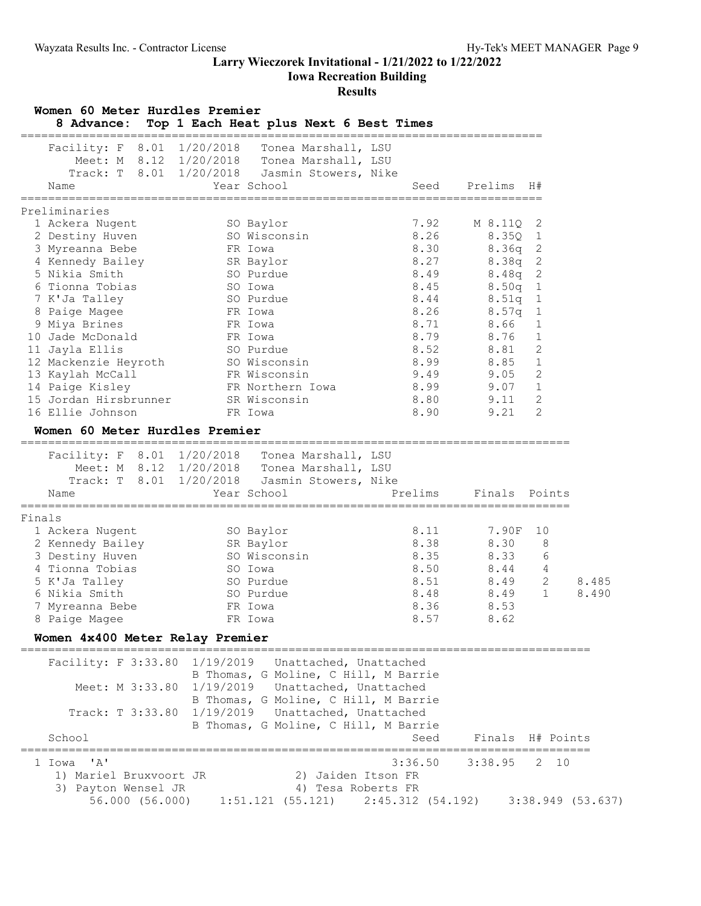# Larry Wieczorek Invitational - 1/21/2022 to 1/22/2022

## Iowa Recreation Building

### Results

**Women 60 Meter Hurdles Premier**

8 Advance: Top 1 Each Heat plus Next 6 Best Times

Facility: F 8.01 1/20/2018 Tonea Marshall, LSU
Meet: M 8.12 1/20/2018 Tonea Marshall, LSU
Track: T 8.01 1/20/2018 Jasmin Stowers, Nike

Preliminaries

| Place | Name | Year | School | Seed | Prelims | H# |
|---|---|---|---|---|---|---|
| 1 | Ackera Nugent | SO | Baylor | 7.92 | M 8.11Q | 2 |
| 2 | Destiny Huven | SO | Wisconsin | 8.26 | 8.35Q | 1 |
| 3 | Myreanna Bebe | FR | Iowa | 8.30 | 8.36q | 2 |
| 4 | Kennedy Bailey | SR | Baylor | 8.27 | 8.38q | 2 |
| 5 | Nikia Smith | SO | Purdue | 8.49 | 8.48q | 2 |
| 6 | Tionna Tobias | SO | Iowa | 8.45 | 8.50q | 1 |
| 7 | K'Ja Talley | SO | Purdue | 8.44 | 8.51q | 1 |
| 8 | Paige Magee | FR | Iowa | 8.26 | 8.57q | 1 |
| 9 | Miya Brines | FR | Iowa | 8.71 | 8.66 | 1 |
| 10 | Jade McDonald | FR | Iowa | 8.79 | 8.76 | 1 |
| 11 | Jayla Ellis | SO | Purdue | 8.52 | 8.81 | 2 |
| 12 | Mackenzie Heyroth | SO | Wisconsin | 8.99 | 8.85 | 1 |
| 13 | Kaylah McCall | FR | Wisconsin | 9.49 | 9.05 | 2 |
| 14 | Paige Kisley | FR | Northern Iowa | 8.99 | 9.07 | 1 |
| 15 | Jordan Hirsbrunner | SR | Wisconsin | 8.80 | 9.11 | 2 |
| 16 | Ellie Johnson | FR | Iowa | 8.90 | 9.21 | 2 |

**Women 60 Meter Hurdles Premier**

Facility: F 8.01 1/20/2018 Tonea Marshall, LSU
Meet: M 8.12 1/20/2018 Tonea Marshall, LSU
Track: T 8.01 1/20/2018 Jasmin Stowers, Nike

Finals

| Place | Name | Year | School | Prelims | Finals | Points | |
|---|---|---|---|---|---|---|---|
| 1 | Ackera Nugent | SO | Baylor | 8.11 | 7.90F | 10 | |
| 2 | Kennedy Bailey | SR | Baylor | 8.38 | 8.30 | 8 | |
| 3 | Destiny Huven | SO | Wisconsin | 8.35 | 8.33 | 6 | |
| 4 | Tionna Tobias | SO | Iowa | 8.50 | 8.44 | 4 | |
| 5 | K'Ja Talley | SO | Purdue | 8.51 | 8.49 | 2 | 8.485 |
| 6 | Nikia Smith | SO | Purdue | 8.48 | 8.49 | 1 | 8.490 |
| 7 | Myreanna Bebe | FR | Iowa | 8.36 | 8.53 | | |
| 8 | Paige Magee | FR | Iowa | 8.57 | 8.62 | | |

**Women 4x400 Meter Relay Premier**

Facility: F 3:33.80 1/19/2019 Unattached, Unattached
B Thomas, G Moline, C Hill, M Barrie
Meet: M 3:33.80 1/19/2019 Unattached, Unattached
B Thomas, G Moline, C Hill, M Barrie
Track: T 3:33.80 1/19/2019 Unattached, Unattached
B Thomas, G Moline, C Hill, M Barrie

| Place | School | Seed | Finals | H# | Points |
|---|---|---|---|---|---|
| 1 | Iowa 'A' | 3:36.50 | 3:38.95 | 2 | 10 |

1) Mariel Bruxvoort JR 2) Jaiden Itson FR
3) Payton Wensel JR 4) Tesa Roberts FR
56.000 (56.000) 1:51.121 (55.121) 2:45.312 (54.192) 3:38.949 (53.637)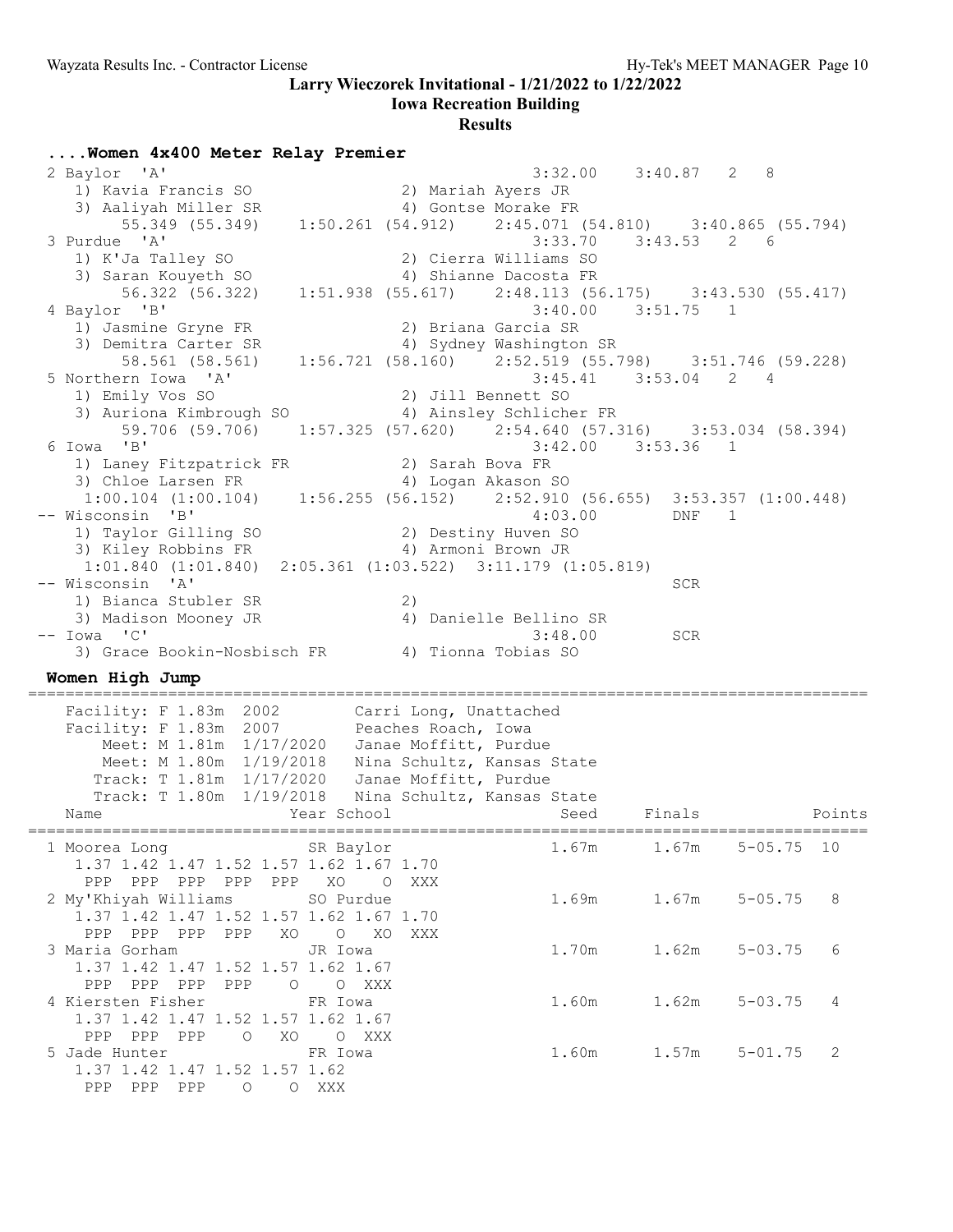# Larry Wieczorek Invitational - 1/21/2022 to 1/22/2022

## Iowa Recreation Building

### Results

### ....Women 4x400 Meter Relay Premier

```
  2 Baylor  'A'                                         3:32.00    3:40.87   2   8 
     1) Kavia Francis SO                2) Mariah Ayers JR                 
     3) Aaliyah Miller SR               4) Gontse Morake FR                
         55.349 (55.349)    1:50.261 (54.912)    2:45.071 (54.810)    3:40.865 (55.794)
  3 Purdue  'A'                                         3:33.70    3:43.53   2   6 
     1) K'Ja Talley SO                  2) Cierra Williams SO              
     3) Saran Kouyeth SO                4) Shianne Dacosta FR              
         56.322 (56.322)    1:51.938 (55.617)    2:48.113 (56.175)    3:43.530 (55.417)
  4 Baylor  'B'                                         3:40.00    3:51.75   1 
     1) Jasmine Gryne FR                2) Briana Garcia SR                
     3) Demitra Carter SR               4) Sydney Washington SR            
         58.561 (58.561)    1:56.721 (58.160)    2:52.519 (55.798)    3:51.746 (59.228)
  5 Northern Iowa  'A'                                  3:45.41    3:53.04   2   4 
     1) Emily Vos SO                    2) Jill Bennett SO                 
     3) Auriona Kimbrough SO            4) Ainsley Schlicher FR            
         59.706 (59.706)    1:57.325 (57.620)    2:54.640 (57.316)    3:53.034 (58.394)
  6 Iowa  'B'                                           3:42.00    3:53.36   1 
     1) Laney Fitzpatrick FR            2) Sarah Bova FR                   
     3) Chloe Larsen FR                 4) Logan Akason SO                 
      1:00.104 (1:00.104)    1:56.255 (56.152)    2:52.910 (56.655)  3:53.357 (1:00.448)
 -- Wisconsin  'B'                                      4:03.00        DNF   1 
     1) Taylor Gilling SO               2) Destiny Huven SO                
     3) Kiley Robbins FR                4) Armoni Brown JR                 
      1:01.840 (1:01.840)  2:05.361 (1:03.522)  3:11.179 (1:05.819)
 -- Wisconsin  'A'                                                     SCR 
     1) Bianca Stubler SR               2)                                 
     3) Madison Mooney JR               4) Danielle Bellino SR             
 -- Iowa  'C'                                           3:48.00        SCR 
     3) Grace Bookin-Nosbisch FR        4) Tionna Tobias SO                
```

### Women High Jump

```
=========================================================================================
    Facility: F 1.83m  2002        Carri Long, Unattached                 
    Facility: F 1.83m  2007        Peaches Roach, Iowa                    
        Meet: M 1.81m  1/17/2020   Janae Moffitt, Purdue                  
        Meet: M 1.80m  1/19/2018   Nina Schultz, Kansas State             
       Track: T 1.81m  1/17/2020   Janae Moffitt, Purdue                  
       Track: T 1.80m  1/19/2018   Nina Schultz, Kansas State             
    Name                    Year School                  Seed     Finals              Points 
=========================================================================================
  1 Moorea Long               SR Baylor                 1.67m      1.67m    5-05.75  10 
     1.37 1.42 1.47 1.52 1.57 1.62 1.67 1.70 
      PPP  PPP  PPP  PPP  PPP   XO    O  XXX 
  2 My'Khiyah Williams        SO Purdue                 1.69m      1.67m    5-05.75   8 
     1.37 1.42 1.47 1.52 1.57 1.62 1.67 1.70 
      PPP  PPP  PPP  PPP   XO    O   XO  XXX 
  3 Maria Gorham              JR Iowa                   1.70m      1.62m    5-03.75   6 
     1.37 1.42 1.47 1.52 1.57 1.62 1.67 
      PPP  PPP  PPP  PPP    O    O  XXX 
  4 Kiersten Fisher           FR Iowa                   1.60m      1.62m    5-03.75   4 
     1.37 1.42 1.47 1.52 1.57 1.62 1.67 
      PPP  PPP  PPP    O   XO    O  XXX 
  5 Jade Hunter               FR Iowa                   1.60m      1.57m    5-01.75   2 
     1.37 1.42 1.47 1.52 1.57 1.62 
      PPP  PPP  PPP    O    O  XXX 
```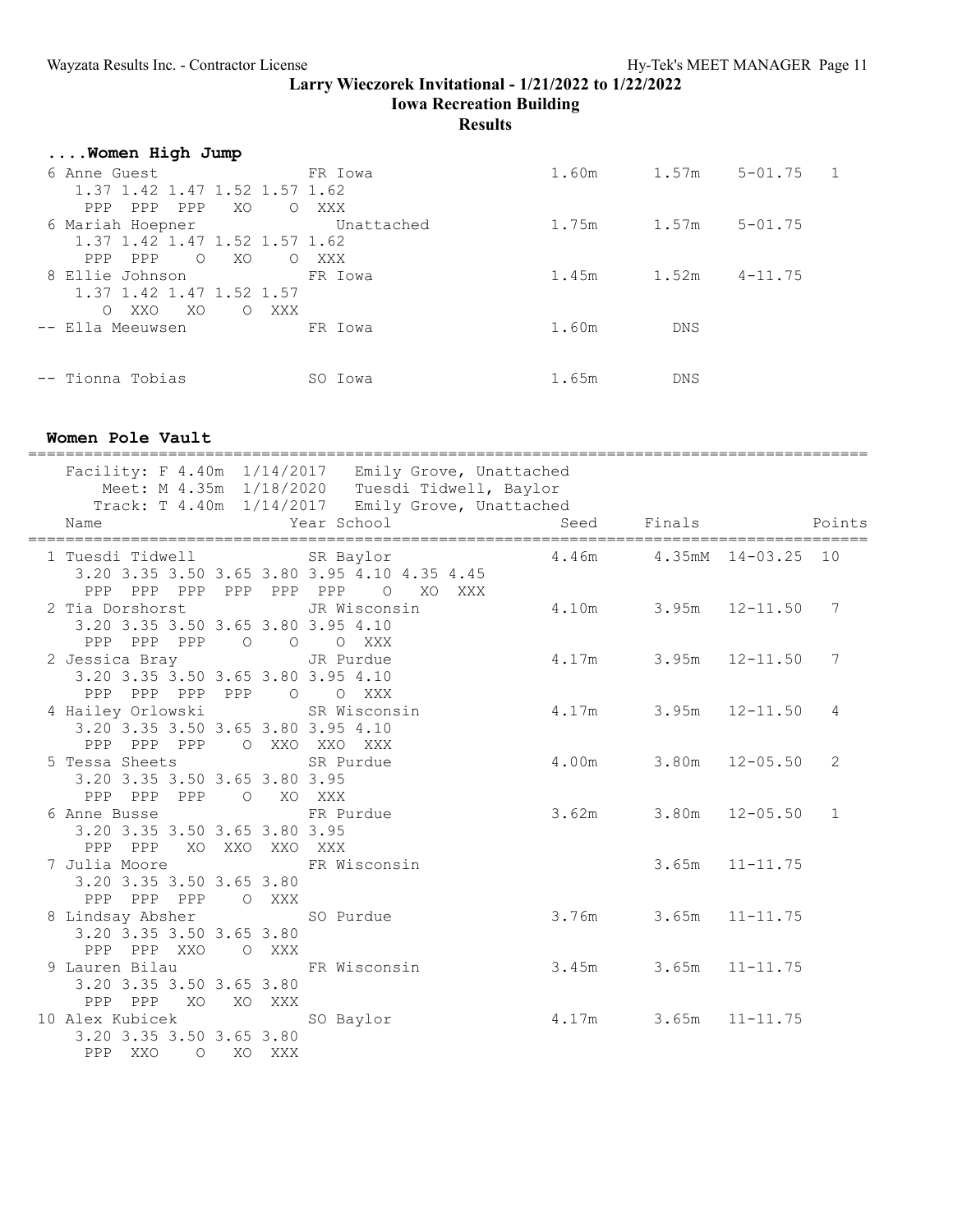# Larry Wieczorek Invitational - 1/21/2022 to 1/22/2022

## Iowa Recreation Building

### Results

### ....Women High Jump

```
 6 Anne Guest               FR Iowa                     1.60m      1.57m    5-01.75   1
    1.37 1.42 1.47 1.52 1.57 1.62
     PPP  PPP  PPP   XO    O  XXX
 6 Mariah Hoepner              Unattached               1.75m      1.57m    5-01.75
    1.37 1.42 1.47 1.52 1.57 1.62
     PPP  PPP    O   XO    O  XXX
 8 Ellie Johnson            FR Iowa                     1.45m      1.52m    4-11.75
    1.37 1.42 1.47 1.52 1.57
       O  XXO   XO    O  XXX
-- Ella Meeuwsen            FR Iowa                     1.60m        DNS


-- Tionna Tobias            SO Iowa                     1.65m        DNS
```

### Women Pole Vault

```
============================================================================================
    Facility: F 4.40m  1/14/2017   Emily Grove, Unattached
        Meet: M 4.35m  1/18/2020   Tuesdi Tidwell, Baylor
       Track: T 4.40m  1/14/2017   Emily Grove, Unattached
    Name                    Year School                  Seed     Finals              Points
============================================================================================
  1 Tuesdi Tidwell          SR Baylor                   4.46m     4.35mM  14-03.25  10
     3.20 3.35 3.50 3.65 3.80 3.95 4.10 4.35 4.45
      PPP  PPP  PPP  PPP  PPP  PPP    O   XO  XXX
  2 Tia Dorshorst           JR Wisconsin                4.10m      3.95m  12-11.50   7
     3.20 3.35 3.50 3.65 3.80 3.95 4.10
      PPP  PPP  PPP    O    O    O  XXX
  2 Jessica Bray            JR Purdue                   4.17m      3.95m  12-11.50   7
     3.20 3.35 3.50 3.65 3.80 3.95 4.10
      PPP  PPP  PPP  PPP    O    O  XXX
  4 Hailey Orlowski         SR Wisconsin                4.17m      3.95m  12-11.50   4
     3.20 3.35 3.50 3.65 3.80 3.95 4.10
      PPP  PPP  PPP    O  XXO  XXO  XXX
  5 Tessa Sheets            SR Purdue                   4.00m      3.80m  12-05.50   2
     3.20 3.35 3.50 3.65 3.80 3.95
      PPP  PPP  PPP    O   XO  XXX
  6 Anne Busse              FR Purdue                   3.62m      3.80m  12-05.50   1
     3.20 3.35 3.50 3.65 3.80 3.95
      PPP  PPP   XO  XXO  XXO  XXX
  7 Julia Moore             FR Wisconsin                           3.65m  11-11.75
     3.20 3.35 3.50 3.65 3.80
      PPP  PPP  PPP    O  XXX
  8 Lindsay Absher          SO Purdue                   3.76m      3.65m  11-11.75
     3.20 3.35 3.50 3.65 3.80
      PPP  PPP  XXO    O  XXX
  9 Lauren Bilau            FR Wisconsin                3.45m      3.65m  11-11.75
     3.20 3.35 3.50 3.65 3.80
      PPP  PPP   XO   XO  XXX
 10 Alex Kubicek            SO Baylor                   4.17m      3.65m  11-11.75
     3.20 3.35 3.50 3.65 3.80
      PPP  XXO    O   XO  XXX
```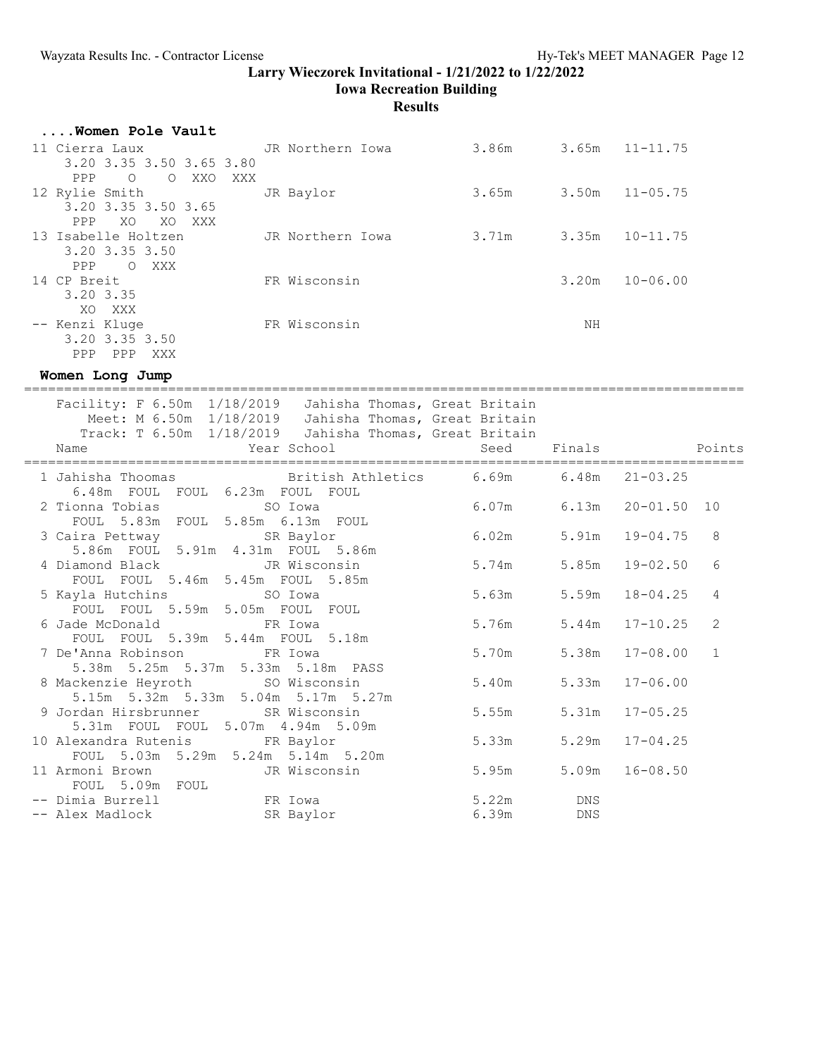# Larry Wieczorek Invitational - 1/21/2022 to 1/22/2022

## Iowa Recreation Building

### Results

#### ....Women Pole Vault

| Place | Name | Year | School | Seed | Finals | |
|---|---|---|---|---|---|---|
| 11 | Cierra Laux | JR | Northern Iowa | 3.86m | 3.65m | 11-11.75 |
| | 3.20 3.35 3.50 3.65 3.80 / PPP O O XXO XXX | | | | | |
| 12 | Rylie Smith | JR | Baylor | 3.65m | 3.50m | 11-05.75 |
| | 3.20 3.35 3.50 3.65 / PPP XO XO XXX | | | | | |
| 13 | Isabelle Holtzen | JR | Northern Iowa | 3.71m | 3.35m | 10-11.75 |
| | 3.20 3.35 3.50 / PPP O XXX | | | | | |
| 14 | CP Breit | FR | Wisconsin | | 3.20m | 10-06.00 |
| | 3.20 3.35 / XO XXX | | | | | |
| -- | Kenzi Kluge | FR | Wisconsin | | NH | |
| | 3.20 3.35 3.50 / PPP PPP XXX | | | | | |

#### Women Long Jump

Facility: F 6.50m 1/18/2019 Jahisha Thomas, Great Britain
Meet: M 6.50m 1/18/2019 Jahisha Thomas, Great Britain
Track: T 6.50m 1/18/2019 Jahisha Thomas, Great Britain

| Place | Name | Year | School | Seed | Finals | | Points |
|---|---|---|---|---|---|---|---|
| 1 | Jahisha Thoomas | | British Athletics | 6.69m | 6.48m | 21-03.25 | |
| | 6.48m FOUL FOUL 6.23m FOUL FOUL | | | | | | |
| 2 | Tionna Tobias | SO | Iowa | 6.07m | 6.13m | 20-01.50 | 10 |
| | FOUL 5.83m FOUL 5.85m 6.13m FOUL | | | | | | |
| 3 | Caira Pettway | SR | Baylor | 6.02m | 5.91m | 19-04.75 | 8 |
| | 5.86m FOUL 5.91m 4.31m FOUL 5.86m | | | | | | |
| 4 | Diamond Black | JR | Wisconsin | 5.74m | 5.85m | 19-02.50 | 6 |
| | FOUL FOUL 5.46m 5.45m FOUL 5.85m | | | | | | |
| 5 | Kayla Hutchins | SO | Iowa | 5.63m | 5.59m | 18-04.25 | 4 |
| | FOUL FOUL 5.59m 5.05m FOUL FOUL | | | | | | |
| 6 | Jade McDonald | FR | Iowa | 5.76m | 5.44m | 17-10.25 | 2 |
| | FOUL FOUL 5.39m 5.44m FOUL 5.18m | | | | | | |
| 7 | De'Anna Robinson | FR | Iowa | 5.70m | 5.38m | 17-08.00 | 1 |
| | 5.38m 5.25m 5.37m 5.33m 5.18m PASS | | | | | | |
| 8 | Mackenzie Heyroth | SO | Wisconsin | 5.40m | 5.33m | 17-06.00 | |
| | 5.15m 5.32m 5.33m 5.04m 5.17m 5.27m | | | | | | |
| 9 | Jordan Hirsbrunner | SR | Wisconsin | 5.55m | 5.31m | 17-05.25 | |
| | 5.31m FOUL FOUL 5.07m 4.94m 5.09m | | | | | | |
| 10 | Alexandra Rutenis | FR | Baylor | 5.33m | 5.29m | 17-04.25 | |
| | FOUL 5.03m 5.29m 5.24m 5.14m 5.20m | | | | | | |
| 11 | Armoni Brown | JR | Wisconsin | 5.95m | 5.09m | 16-08.50 | |
| | FOUL 5.09m FOUL | | | | | | |
| -- | Dimia Burrell | FR | Iowa | 5.22m | DNS | | |
| -- | Alex Madlock | SR | Baylor | 6.39m | DNS | | |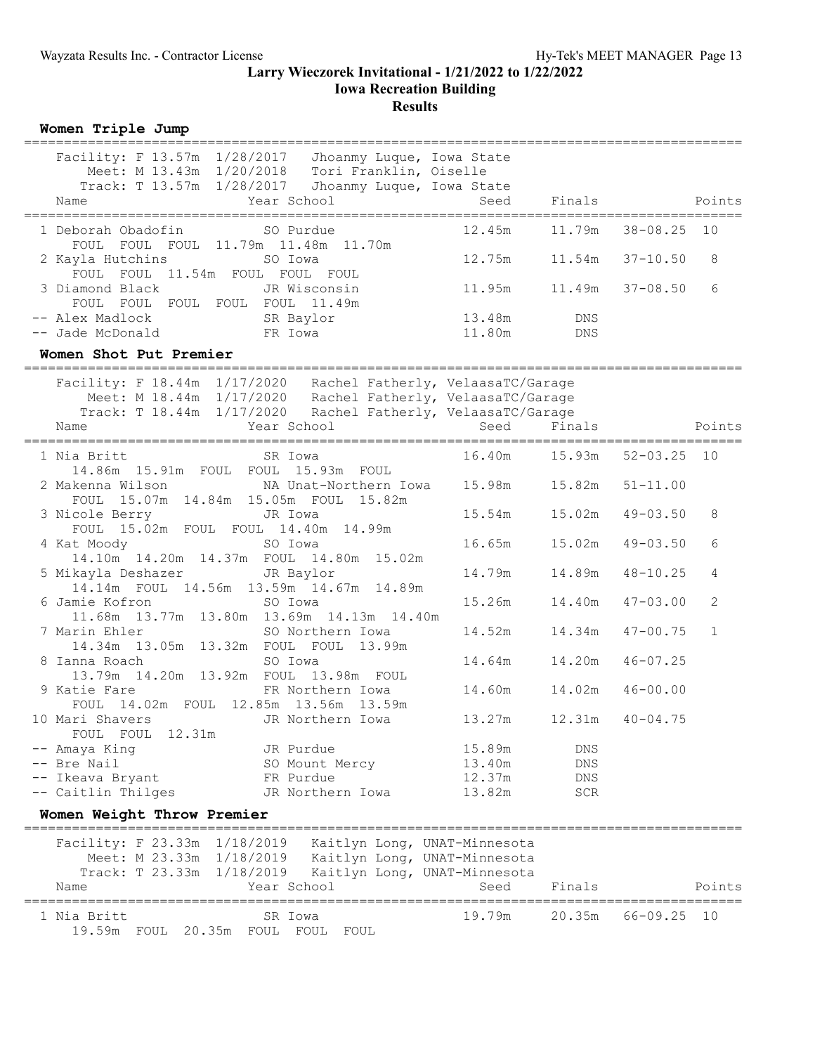# Larry Wieczorek Invitational - 1/21/2022 to 1/22/2022

## Iowa Recreation Building

## Results

### Women Triple Jump

Facility: F 13.57m 1/28/2017 Jhoanmy Luque, Iowa State
Meet: M 13.43m 1/20/2018 Tori Franklin, Oiselle
Track: T 13.57m 1/28/2017 Jhoanmy Luque, Iowa State

| Name | Year | School | Seed | Finals | | Points |
|---|---|---|---|---|---|---|
| 1 Deborah Obadofin | SO | Purdue | 12.45m | 11.79m | 38-08.25 | 10 |
| FOUL FOUL FOUL 11.79m 11.48m 11.70m | | | | | | |
| 2 Kayla Hutchins | SO | Iowa | 12.75m | 11.54m | 37-10.50 | 8 |
| FOUL FOUL 11.54m FOUL FOUL FOUL | | | | | | |
| 3 Diamond Black | JR | Wisconsin | 11.95m | 11.49m | 37-08.50 | 6 |
| FOUL FOUL FOUL FOUL FOUL 11.49m | | | | | | |
| -- Alex Madlock | SR | Baylor | 13.48m | DNS | | |
| -- Jade McDonald | FR | Iowa | 11.80m | DNS | | |

### Women Shot Put Premier

Facility: F 18.44m 1/17/2020 Rachel Fatherly, VelaasaTC/Garage
Meet: M 18.44m 1/17/2020 Rachel Fatherly, VelaasaTC/Garage
Track: T 18.44m 1/17/2020 Rachel Fatherly, VelaasaTC/Garage

| Name | Year | School | Seed | Finals | | Points |
|---|---|---|---|---|---|---|
| 1 Nia Britt | SR | Iowa | 16.40m | 15.93m | 52-03.25 | 10 |
| 14.86m 15.91m FOUL FOUL 15.93m FOUL | | | | | | |
| 2 Makenna Wilson | NA | Unat-Northern Iowa | 15.98m | 15.82m | 51-11.00 | |
| FOUL 15.07m 14.84m 15.05m FOUL 15.82m | | | | | | |
| 3 Nicole Berry | JR | Iowa | 15.54m | 15.02m | 49-03.50 | 8 |
| FOUL 15.02m FOUL FOUL 14.40m 14.99m | | | | | | |
| 4 Kat Moody | SO | Iowa | 16.65m | 15.02m | 49-03.50 | 6 |
| 14.10m 14.20m 14.37m FOUL 14.80m 15.02m | | | | | | |
| 5 Mikayla Deshazer | JR | Baylor | 14.79m | 14.89m | 48-10.25 | 4 |
| 14.14m FOUL 14.56m 13.59m 14.67m 14.89m | | | | | | |
| 6 Jamie Kofron | SO | Iowa | 15.26m | 14.40m | 47-03.00 | 2 |
| 11.68m 13.77m 13.80m 13.69m 14.13m 14.40m | | | | | | |
| 7 Marin Ehler | SO | Northern Iowa | 14.52m | 14.34m | 47-00.75 | 1 |
| 14.34m 13.05m 13.32m FOUL FOUL 13.99m | | | | | | |
| 8 Ianna Roach | SO | Iowa | 14.64m | 14.20m | 46-07.25 | |
| 13.79m 14.20m 13.92m FOUL 13.98m FOUL | | | | | | |
| 9 Katie Fare | FR | Northern Iowa | 14.60m | 14.02m | 46-00.00 | |
| FOUL 14.02m FOUL 12.85m 13.56m 13.59m | | | | | | |
| 10 Mari Shavers | JR | Northern Iowa | 13.27m | 12.31m | 40-04.75 | |
| FOUL FOUL 12.31m | | | | | | |
| -- Amaya King | JR | Purdue | 15.89m | DNS | | |
| -- Bre Nail | SO | Mount Mercy | 13.40m | DNS | | |
| -- Ikeava Bryant | FR | Purdue | 12.37m | DNS | | |
| -- Caitlin Thilges | JR | Northern Iowa | 13.82m | SCR | | |

### Women Weight Throw Premier

Facility: F 23.33m 1/18/2019 Kaitlyn Long, UNAT-Minnesota
Meet: M 23.33m 1/18/2019 Kaitlyn Long, UNAT-Minnesota
Track: T 23.33m 1/18/2019 Kaitlyn Long, UNAT-Minnesota

| Name | Year | School | Seed | Finals | | Points |
|---|---|---|---|---|---|---|
| 1 Nia Britt | SR | Iowa | 19.79m | 20.35m | 66-09.25 | 10 |
| 19.59m FOUL 20.35m FOUL FOUL FOUL | | | | | | |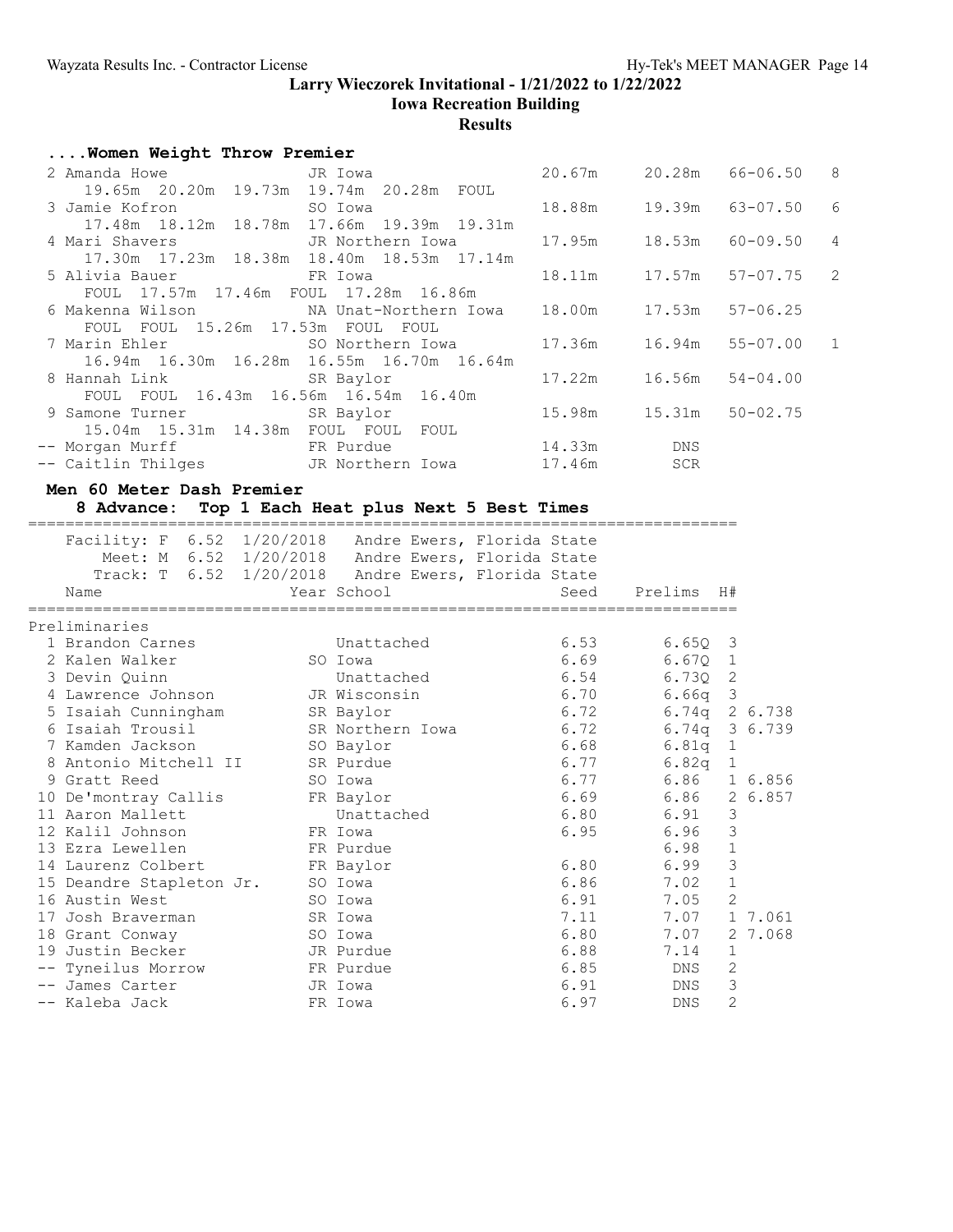# Larry Wieczorek Invitational - 1/21/2022 to 1/22/2022

## Iowa Recreation Building

### Results

#### ....Women Weight Throw Premier

| Place | Name | Year School | Seed | Finals | | Points |
|---|---|---|---|---|---|---|
| 2 | Amanda Howe | JR Iowa | 20.67m | 20.28m | 66-06.50 | 8 |
| | 19.65m 20.20m 19.73m 19.74m 20.28m FOUL | | | | | |
| 3 | Jamie Kofron | SO Iowa | 18.88m | 19.39m | 63-07.50 | 6 |
| | 17.48m 18.12m 18.78m 17.66m 19.39m 19.31m | | | | | |
| 4 | Mari Shavers | JR Northern Iowa | 17.95m | 18.53m | 60-09.50 | 4 |
| | 17.30m 17.23m 18.38m 18.40m 18.53m 17.14m | | | | | |
| 5 | Alivia Bauer | FR Iowa | 18.11m | 17.57m | 57-07.75 | 2 |
| | FOUL 17.57m 17.46m FOUL 17.28m 16.86m | | | | | |
| 6 | Makenna Wilson | NA Unat-Northern Iowa | 18.00m | 17.53m | 57-06.25 | |
| | FOUL FOUL 15.26m 17.53m FOUL FOUL | | | | | |
| 7 | Marin Ehler | SO Northern Iowa | 17.36m | 16.94m | 55-07.00 | 1 |
| | 16.94m 16.30m 16.28m 16.55m 16.70m 16.64m | | | | | |
| 8 | Hannah Link | SR Baylor | 17.22m | 16.56m | 54-04.00 | |
| | FOUL FOUL 16.43m 16.56m 16.54m 16.40m | | | | | |
| 9 | Samone Turner | SR Baylor | 15.98m | 15.31m | 50-02.75 | |
| | 15.04m 15.31m 14.38m FOUL FOUL FOUL | | | | | |
| -- | Morgan Murff | FR Purdue | 14.33m | DNS | | |
| -- | Caitlin Thilges | JR Northern Iowa | 17.46m | SCR | | |

#### Men 60 Meter Dash Premier

**8 Advance: Top 1 Each Heat plus Next 5 Best Times**

Facility: F 6.52 1/20/2018 Andre Ewers, Florida State
Meet: M 6.52 1/20/2018 Andre Ewers, Florida State
Track: T 6.52 1/20/2018 Andre Ewers, Florida State

Preliminaries

| Place | Name | Year School | Seed | Prelims | H# | |
|---|---|---|---|---|---|---|
| 1 | Brandon Carnes | Unattached | 6.53 | 6.65Q | 3 | |
| 2 | Kalen Walker | SO Iowa | 6.69 | 6.67Q | 1 | |
| 3 | Devin Quinn | Unattached | 6.54 | 6.73Q | 2 | |
| 4 | Lawrence Johnson | JR Wisconsin | 6.70 | 6.66q | 3 | |
| 5 | Isaiah Cunningham | SR Baylor | 6.72 | 6.74q | 2 | 6.738 |
| 6 | Isaiah Trousil | SR Northern Iowa | 6.72 | 6.74q | 3 | 6.739 |
| 7 | Kamden Jackson | SO Baylor | 6.68 | 6.81q | 1 | |
| 8 | Antonio Mitchell II | SR Purdue | 6.77 | 6.82q | 1 | |
| 9 | Gratt Reed | SO Iowa | 6.77 | 6.86 | 1 | 6.856 |
| 10 | De'montray Callis | FR Baylor | 6.69 | 6.86 | 2 | 6.857 |
| 11 | Aaron Mallett | Unattached | 6.80 | 6.91 | 3 | |
| 12 | Kalil Johnson | FR Iowa | 6.95 | 6.96 | 3 | |
| 13 | Ezra Lewellen | FR Purdue | | 6.98 | 1 | |
| 14 | Laurenz Colbert | FR Baylor | 6.80 | 6.99 | 3 | |
| 15 | Deandre Stapleton Jr. | SO Iowa | 6.86 | 7.02 | 1 | |
| 16 | Austin West | SO Iowa | 6.91 | 7.05 | 2 | |
| 17 | Josh Braverman | SR Iowa | 7.11 | 7.07 | 1 | 7.061 |
| 18 | Grant Conway | SO Iowa | 6.80 | 7.07 | 2 | 7.068 |
| 19 | Justin Becker | JR Purdue | 6.88 | 7.14 | 1 | |
| -- | Tyneilus Morrow | FR Purdue | 6.85 | DNS | 2 | |
| -- | James Carter | JR Iowa | 6.91 | DNS | 3 | |
| -- | Kaleba Jack | FR Iowa | 6.97 | DNS | 2 | |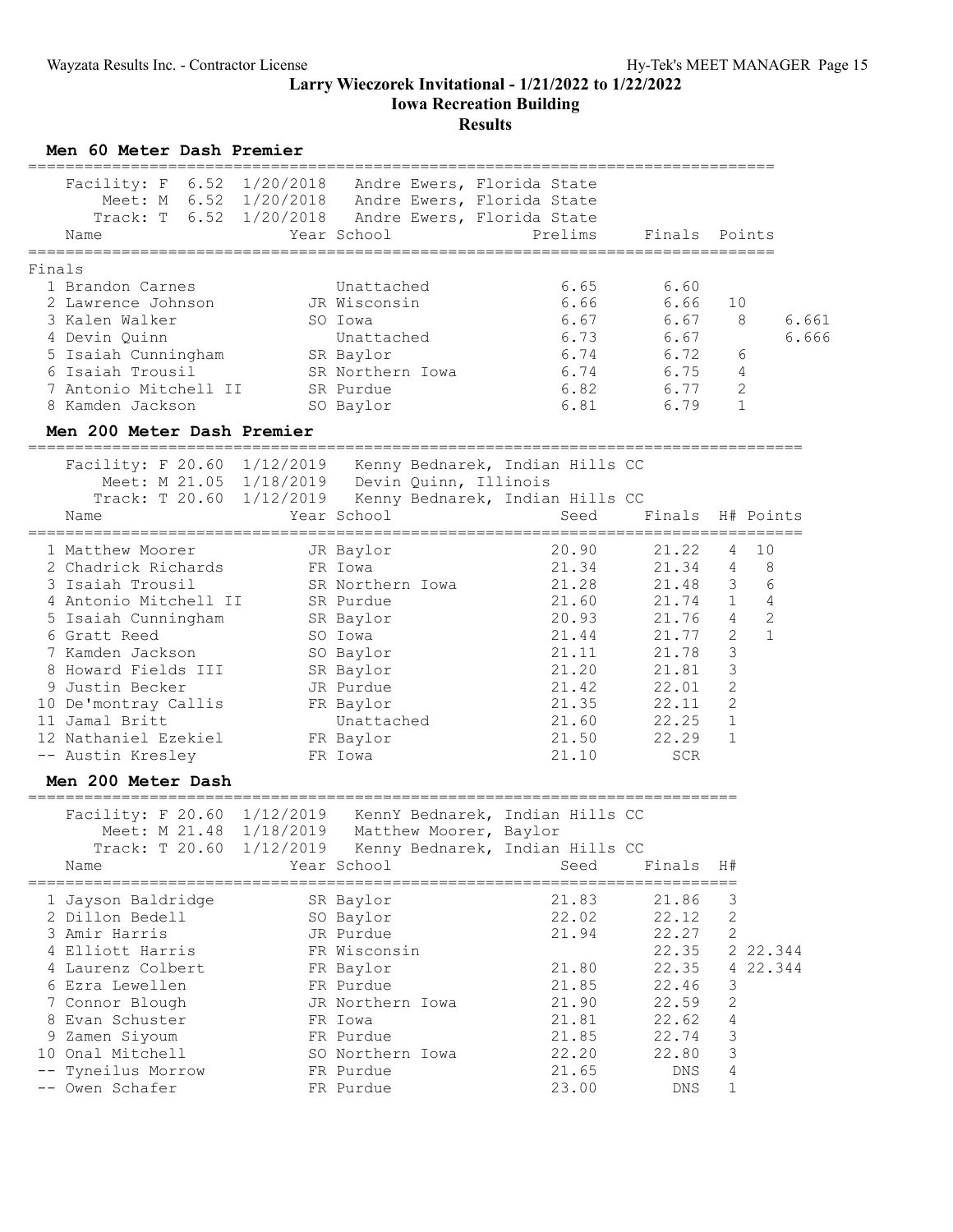# Larry Wieczorek Invitational - 1/21/2022 to 1/22/2022

## Iowa Recreation Building

### Results

### Men 60 Meter Dash Premier

Facility: F 6.52 1/20/2018 Andre Ewers, Florida State
Meet: M 6.52 1/20/2018 Andre Ewers, Florida State
Track: T 6.52 1/20/2018 Andre Ewers, Florida State

**Finals**

| Place | Name | Year | School | Prelims | Finals | Points | |
|---|---|---|---|---|---|---|---|
| 1 | Brandon Carnes | | Unattached | 6.65 | 6.60 | | |
| 2 | Lawrence Johnson | JR | Wisconsin | 6.66 | 6.66 | 10 | |
| 3 | Kalen Walker | SO | Iowa | 6.67 | 6.67 | 8 | 6.661 |
| 4 | Devin Quinn | | Unattached | 6.73 | 6.67 | | 6.666 |
| 5 | Isaiah Cunningham | SR | Baylor | 6.74 | 6.72 | 6 | |
| 6 | Isaiah Trousil | SR | Northern Iowa | 6.74 | 6.75 | 4 | |
| 7 | Antonio Mitchell II | SR | Purdue | 6.82 | 6.77 | 2 | |
| 8 | Kamden Jackson | SO | Baylor | 6.81 | 6.79 | 1 | |

### Men 200 Meter Dash Premier

Facility: F 20.60 1/12/2019 Kenny Bednarek, Indian Hills CC
Meet: M 21.05 1/18/2019 Devin Quinn, Illinois
Track: T 20.60 1/12/2019 Kenny Bednarek, Indian Hills CC

| Place | Name | Year | School | Seed | Finals | H# | Points |
|---|---|---|---|---|---|---|---|
| 1 | Matthew Moorer | JR | Baylor | 20.90 | 21.22 | 4 | 10 |
| 2 | Chadrick Richards | FR | Iowa | 21.34 | 21.34 | 4 | 8 |
| 3 | Isaiah Trousil | SR | Northern Iowa | 21.28 | 21.48 | 3 | 6 |
| 4 | Antonio Mitchell II | SR | Purdue | 21.60 | 21.74 | 1 | 4 |
| 5 | Isaiah Cunningham | SR | Baylor | 20.93 | 21.76 | 4 | 2 |
| 6 | Gratt Reed | SO | Iowa | 21.44 | 21.77 | 2 | 1 |
| 7 | Kamden Jackson | SO | Baylor | 21.11 | 21.78 | 3 | |
| 8 | Howard Fields III | SR | Baylor | 21.20 | 21.81 | 3 | |
| 9 | Justin Becker | JR | Purdue | 21.42 | 22.01 | 2 | |
| 10 | De'montray Callis | FR | Baylor | 21.35 | 22.11 | 2 | |
| 11 | Jamal Britt | | Unattached | 21.60 | 22.25 | 1 | |
| 12 | Nathaniel Ezekiel | FR | Baylor | 21.50 | 22.29 | 1 | |
| -- | Austin Kresley | FR | Iowa | 21.10 | SCR | | |

### Men 200 Meter Dash

Facility: F 20.60 1/12/2019 KennY Bednarek, Indian Hills CC
Meet: M 21.48 1/18/2019 Matthew Moorer, Baylor
Track: T 20.60 1/12/2019 Kenny Bednarek, Indian Hills CC

| Place | Name | Year | School | Seed | Finals | H# | |
|---|---|---|---|---|---|---|---|
| 1 | Jayson Baldridge | SR | Baylor | 21.83 | 21.86 | 3 | |
| 2 | Dillon Bedell | SO | Baylor | 22.02 | 22.12 | 2 | |
| 3 | Amir Harris | JR | Purdue | 21.94 | 22.27 | 2 | |
| 4 | Elliott Harris | FR | Wisconsin | | 22.35 | 2 | 22.344 |
| 4 | Laurenz Colbert | FR | Baylor | 21.80 | 22.35 | 4 | 22.344 |
| 6 | Ezra Lewellen | FR | Purdue | 21.85 | 22.46 | 3 | |
| 7 | Connor Blough | JR | Northern Iowa | 21.90 | 22.59 | 2 | |
| 8 | Evan Schuster | FR | Iowa | 21.81 | 22.62 | 4 | |
| 9 | Zamen Siyoum | FR | Purdue | 21.85 | 22.74 | 3 | |
| 10 | Onal Mitchell | SO | Northern Iowa | 22.20 | 22.80 | 3 | |
| -- | Tyneilus Morrow | FR | Purdue | 21.65 | DNS | 4 | |
| -- | Owen Schafer | FR | Purdue | 23.00 | DNS | 1 | |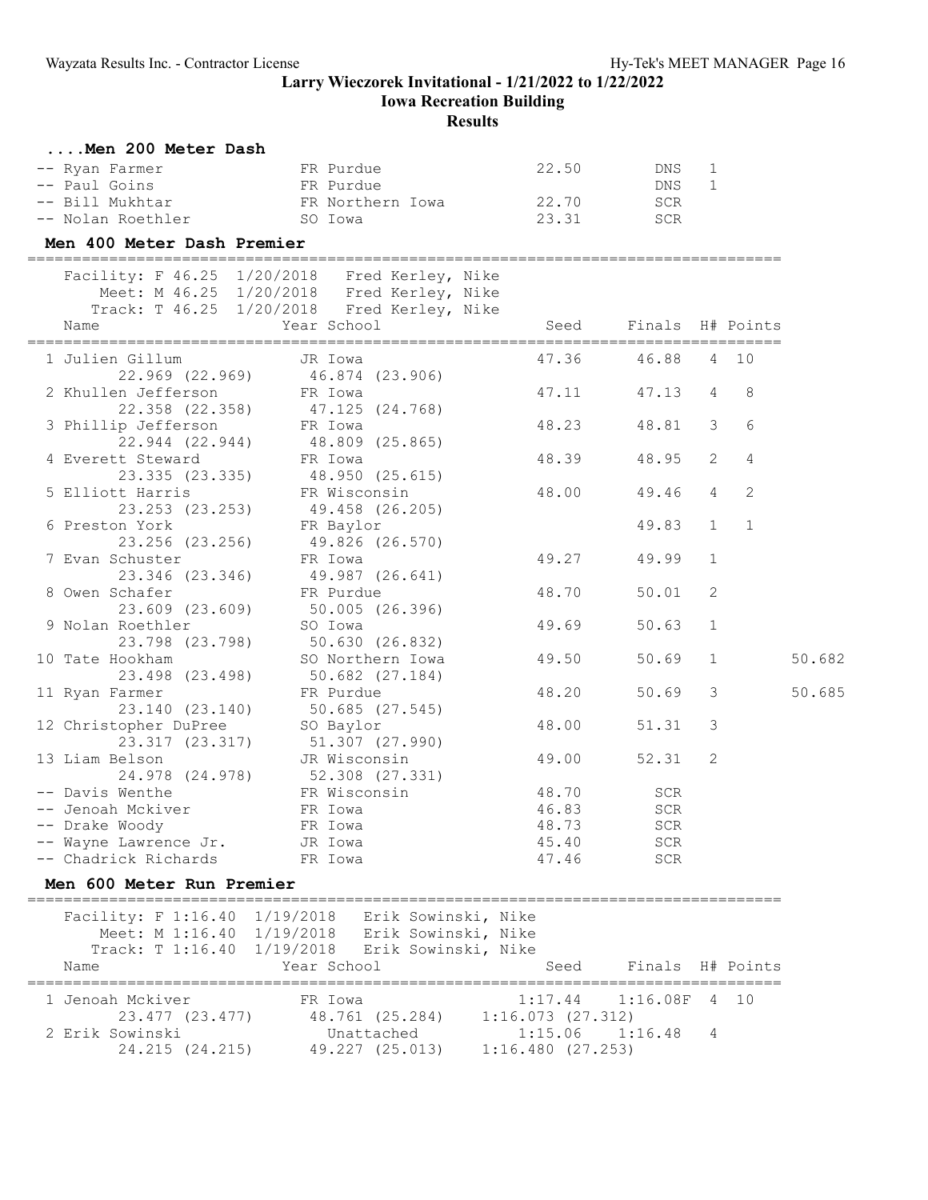# Larry Wieczorek Invitational - 1/21/2022 to 1/22/2022

## Iowa Recreation Building

### Results

#### ....Men 200 Meter Dash

| Place | Name | Year | School | Seed | Finals | H# | Points |
|---|---|---|---|---|---|---|---|
| -- | Ryan Farmer | FR | Purdue | 22.50 | DNS | 1 | |
| -- | Paul Goins | FR | Purdue | | DNS | 1 | |
| -- | Bill Mukhtar | FR | Northern Iowa | 22.70 | SCR | | |
| -- | Nolan Roethler | SO | Iowa | 23.31 | SCR | | |

#### Men 400 Meter Dash Premier

Facility: F 46.25 1/20/2018 Fred Kerley, Nike
Meet: M 46.25 1/20/2018 Fred Kerley, Nike
Track: T 46.25 1/20/2018 Fred Kerley, Nike

| Place | Name | Year | School | Seed | Finals | H# | Points | |
|---|---|---|---|---|---|---|---|---|
| 1 | Julien Gillum | JR | Iowa | 47.36 | 46.88 | 4 | 10 | |
| | 22.969 (22.969) 46.874 (23.906) | | | | | | | |
| 2 | Khullen Jefferson | FR | Iowa | 47.11 | 47.13 | 4 | 8 | |
| | 22.358 (22.358) 47.125 (24.768) | | | | | | | |
| 3 | Phillip Jefferson | FR | Iowa | 48.23 | 48.81 | 3 | 6 | |
| | 22.944 (22.944) 48.809 (25.865) | | | | | | | |
| 4 | Everett Steward | FR | Iowa | 48.39 | 48.95 | 2 | 4 | |
| | 23.335 (23.335) 48.950 (25.615) | | | | | | | |
| 5 | Elliott Harris | FR | Wisconsin | 48.00 | 49.46 | 4 | 2 | |
| | 23.253 (23.253) 49.458 (26.205) | | | | | | | |
| 6 | Preston York | FR | Baylor | | 49.83 | 1 | 1 | |
| | 23.256 (23.256) 49.826 (26.570) | | | | | | | |
| 7 | Evan Schuster | FR | Iowa | 49.27 | 49.99 | 1 | | |
| | 23.346 (23.346) 49.987 (26.641) | | | | | | | |
| 8 | Owen Schafer | FR | Purdue | 48.70 | 50.01 | 2 | | |
| | 23.609 (23.609) 50.005 (26.396) | | | | | | | |
| 9 | Nolan Roethler | SO | Iowa | 49.69 | 50.63 | 1 | | |
| | 23.798 (23.798) 50.630 (26.832) | | | | | | | |
| 10 | Tate Hookham | SO | Northern Iowa | 49.50 | 50.69 | 1 | | 50.682 |
| | 23.498 (23.498) 50.682 (27.184) | | | | | | | |
| 11 | Ryan Farmer | FR | Purdue | 48.20 | 50.69 | 3 | | 50.685 |
| | 23.140 (23.140) 50.685 (27.545) | | | | | | | |
| 12 | Christopher DuPree | SO | Baylor | 48.00 | 51.31 | 3 | | |
| | 23.317 (23.317) 51.307 (27.990) | | | | | | | |
| 13 | Liam Belson | JR | Wisconsin | 49.00 | 52.31 | 2 | | |
| | 24.978 (24.978) 52.308 (27.331) | | | | | | | |
| -- | Davis Wenthe | FR | Wisconsin | 48.70 | SCR | | | |
| -- | Jenoah Mckiver | FR | Iowa | 46.83 | SCR | | | |
| -- | Drake Woody | FR | Iowa | 48.73 | SCR | | | |
| -- | Wayne Lawrence Jr. | JR | Iowa | 45.40 | SCR | | | |
| -- | Chadrick Richards | FR | Iowa | 47.46 | SCR | | | |

#### Men 600 Meter Run Premier

Facility: F 1:16.40 1/19/2018 Erik Sowinski, Nike
Meet: M 1:16.40 1/19/2018 Erik Sowinski, Nike
Track: T 1:16.40 1/19/2018 Erik Sowinski, Nike

| Place | Name | Year | School | Seed | Finals | H# | Points |
|---|---|---|---|---|---|---|---|
| 1 | Jenoah Mckiver | FR | Iowa | 1:17.44 | 1:16.08F | 4 | 10 |
| | 23.477 (23.477) 48.761 (25.284) 1:16.073 (27.312) | | | | | | |
| 2 | Erik Sowinski | | Unattached | 1:15.06 | 1:16.48 | 4 | |
| | 24.215 (24.215) 49.227 (25.013) 1:16.480 (27.253) | | | | | | |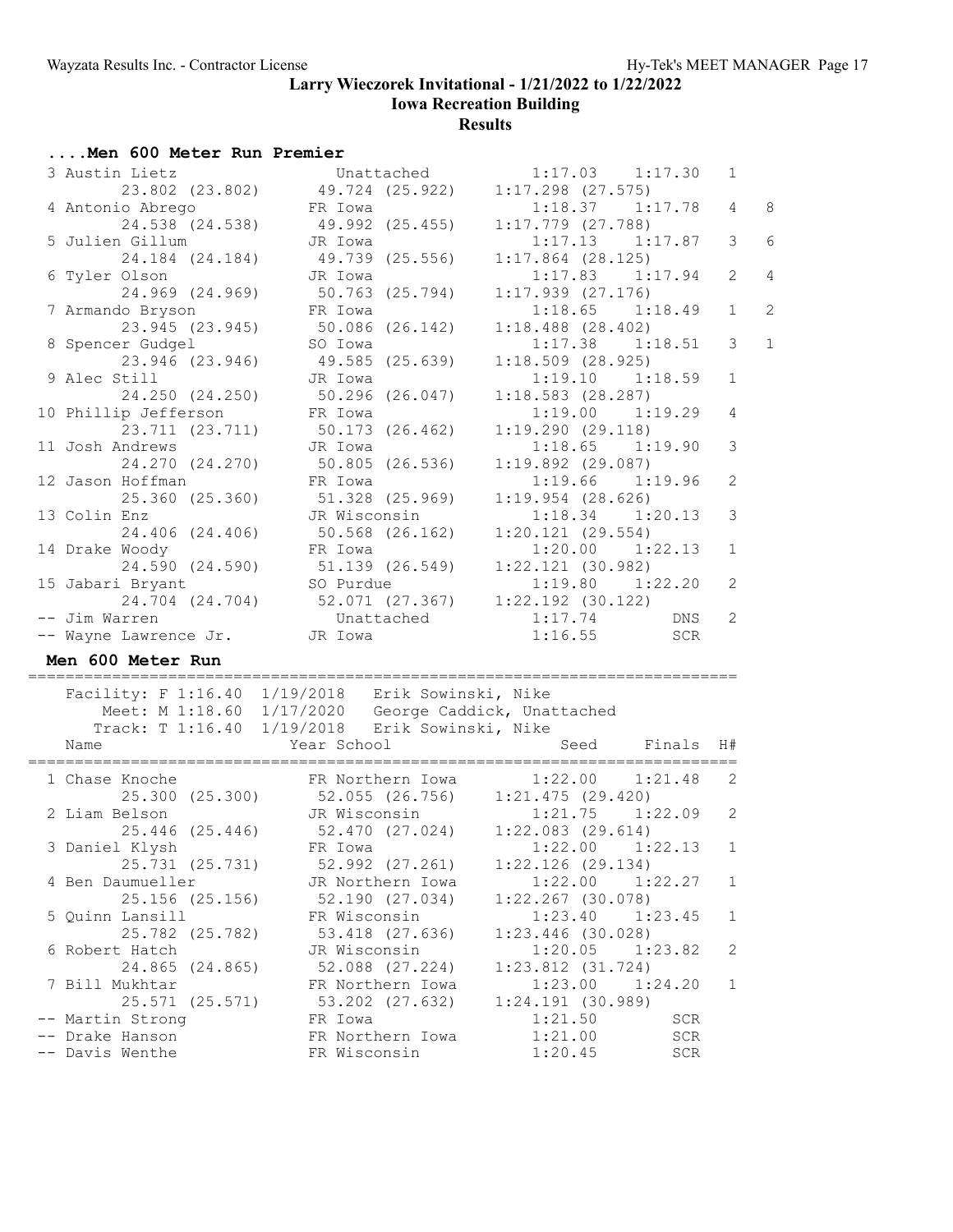Larry Wieczorek Invitational - 1/21/2022 to 1/22/2022

Iowa Recreation Building

Results

### ....Men 600 Meter Run Premier

| Place | Name | Year School | Seed | Finals | H# | Points |
|---|---|---|---|---|---|---|
| 3 | Austin Lietz | Unattached | 1:17.03 | 1:17.30 | 1 | |
| | 23.802 (23.802) | 49.724 (25.922) | 1:17.298 (27.575) | | | |
| 4 | Antonio Abrego | FR Iowa | 1:18.37 | 1:17.78 | 4 | 8 |
| | 24.538 (24.538) | 49.992 (25.455) | 1:17.779 (27.788) | | | |
| 5 | Julien Gillum | JR Iowa | 1:17.13 | 1:17.87 | 3 | 6 |
| | 24.184 (24.184) | 49.739 (25.556) | 1:17.864 (28.125) | | | |
| 6 | Tyler Olson | JR Iowa | 1:17.83 | 1:17.94 | 2 | 4 |
| | 24.969 (24.969) | 50.763 (25.794) | 1:17.939 (27.176) | | | |
| 7 | Armando Bryson | FR Iowa | 1:18.65 | 1:18.49 | 1 | 2 |
| | 23.945 (23.945) | 50.086 (26.142) | 1:18.488 (28.402) | | | |
| 8 | Spencer Gudgel | SO Iowa | 1:17.38 | 1:18.51 | 3 | 1 |
| | 23.946 (23.946) | 49.585 (25.639) | 1:18.509 (28.925) | | | |
| 9 | Alec Still | JR Iowa | 1:19.10 | 1:18.59 | 1 | |
| | 24.250 (24.250) | 50.296 (26.047) | 1:18.583 (28.287) | | | |
| 10 | Phillip Jefferson | FR Iowa | 1:19.00 | 1:19.29 | 4 | |
| | 23.711 (23.711) | 50.173 (26.462) | 1:19.290 (29.118) | | | |
| 11 | Josh Andrews | JR Iowa | 1:18.65 | 1:19.90 | 3 | |
| | 24.270 (24.270) | 50.805 (26.536) | 1:19.892 (29.087) | | | |
| 12 | Jason Hoffman | FR Iowa | 1:19.66 | 1:19.96 | 2 | |
| | 25.360 (25.360) | 51.328 (25.969) | 1:19.954 (28.626) | | | |
| 13 | Colin Enz | JR Wisconsin | 1:18.34 | 1:20.13 | 3 | |
| | 24.406 (24.406) | 50.568 (26.162) | 1:20.121 (29.554) | | | |
| 14 | Drake Woody | FR Iowa | 1:20.00 | 1:22.13 | 1 | |
| | 24.590 (24.590) | 51.139 (26.549) | 1:22.121 (30.982) | | | |
| 15 | Jabari Bryant | SO Purdue | 1:19.80 | 1:22.20 | 2 | |
| | 24.704 (24.704) | 52.071 (27.367) | 1:22.192 (30.122) | | | |
| -- | Jim Warren | Unattached | 1:17.74 | DNS | 2 | |
| -- | Wayne Lawrence Jr. | JR Iowa | 1:16.55 | SCR | | |

### Men 600 Meter Run

Facility: F 1:16.40 1/19/2018 Erik Sowinski, Nike
Meet: M 1:18.60 1/17/2020 George Caddick, Unattached
Track: T 1:16.40 1/19/2018 Erik Sowinski, Nike

| Place | Name | Year School | Seed | Finals | H# |
|---|---|---|---|---|---|
| 1 | Chase Knoche | FR Northern Iowa | 1:22.00 | 1:21.48 | 2 |
| | 25.300 (25.300) | 52.055 (26.756) | 1:21.475 (29.420) | | |
| 2 | Liam Belson | JR Wisconsin | 1:21.75 | 1:22.09 | 2 |
| | 25.446 (25.446) | 52.470 (27.024) | 1:22.083 (29.614) | | |
| 3 | Daniel Klysh | FR Iowa | 1:22.00 | 1:22.13 | 1 |
| | 25.731 (25.731) | 52.992 (27.261) | 1:22.126 (29.134) | | |
| 4 | Ben Daumueller | JR Northern Iowa | 1:22.00 | 1:22.27 | 1 |
| | 25.156 (25.156) | 52.190 (27.034) | 1:22.267 (30.078) | | |
| 5 | Quinn Lansill | FR Wisconsin | 1:23.40 | 1:23.45 | 1 |
| | 25.782 (25.782) | 53.418 (27.636) | 1:23.446 (30.028) | | |
| 6 | Robert Hatch | JR Wisconsin | 1:20.05 | 1:23.82 | 2 |
| | 24.865 (24.865) | 52.088 (27.224) | 1:23.812 (31.724) | | |
| 7 | Bill Mukhtar | FR Northern Iowa | 1:23.00 | 1:24.20 | 1 |
| | 25.571 (25.571) | 53.202 (27.632) | 1:24.191 (30.989) | | |
| -- | Martin Strong | FR Iowa | 1:21.50 | SCR | |
| -- | Drake Hanson | FR Northern Iowa | 1:21.00 | SCR | |
| -- | Davis Wenthe | FR Wisconsin | 1:20.45 | SCR | |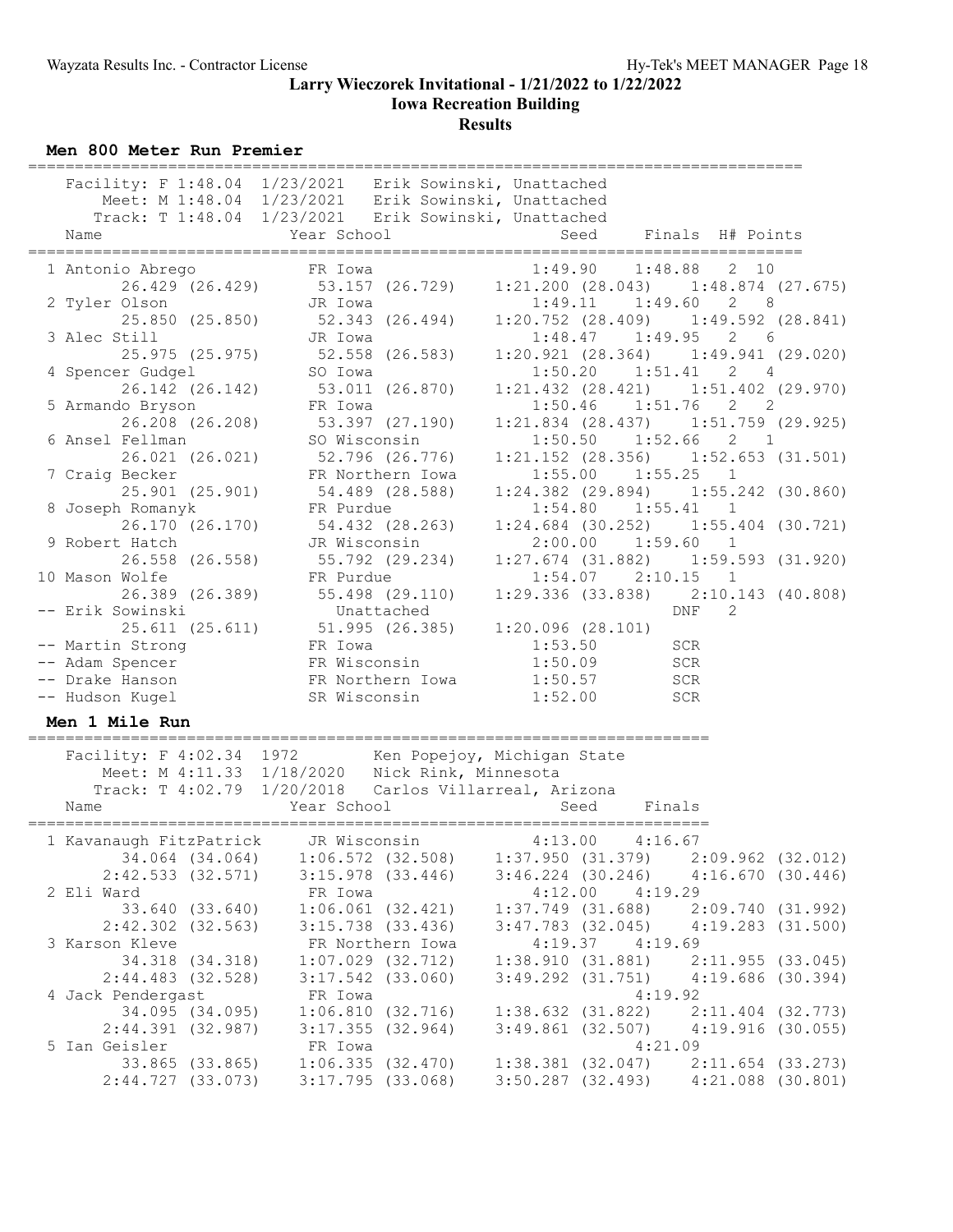# Larry Wieczorek Invitational - 1/21/2022 to 1/22/2022

## Iowa Recreation Building

### Results

#### Men 800 Meter Run Premier

Facility: F 1:48.04 1/23/2021 Erik Sowinski, Unattached
Meet: M 1:48.04 1/23/2021 Erik Sowinski, Unattached
Track: T 1:48.04 1/23/2021 Erik Sowinski, Unattached

| Place | Name | Year | School | Seed | Finals | H# | Points |
|---|---|---|---|---|---|---|---|
| 1 | Antonio Abrego | FR | Iowa | 1:49.90 | 1:48.88 | 2 | 10 |
| | 26.429 (26.429) | 53.157 (26.729) | 1:21.200 (28.043) | 1:48.874 (27.675) | | | |
| 2 | Tyler Olson | JR | Iowa | 1:49.11 | 1:49.60 | 2 | 8 |
| | 25.850 (25.850) | 52.343 (26.494) | 1:20.752 (28.409) | 1:49.592 (28.841) | | | |
| 3 | Alec Still | JR | Iowa | 1:48.47 | 1:49.95 | 2 | 6 |
| | 25.975 (25.975) | 52.558 (26.583) | 1:20.921 (28.364) | 1:49.941 (29.020) | | | |
| 4 | Spencer Gudgel | SO | Iowa | 1:50.20 | 1:51.41 | 2 | 4 |
| | 26.142 (26.142) | 53.011 (26.870) | 1:21.432 (28.421) | 1:51.402 (29.970) | | | |
| 5 | Armando Bryson | FR | Iowa | 1:50.46 | 1:51.76 | 2 | 2 |
| | 26.208 (26.208) | 53.397 (27.190) | 1:21.834 (28.437) | 1:51.759 (29.925) | | | |
| 6 | Ansel Fellman | SO | Wisconsin | 1:50.50 | 1:52.66 | 2 | 1 |
| | 26.021 (26.021) | 52.796 (26.776) | 1:21.152 (28.356) | 1:52.653 (31.501) | | | |
| 7 | Craig Becker | FR | Northern Iowa | 1:55.00 | 1:55.25 | 1 | |
| | 25.901 (25.901) | 54.489 (28.588) | 1:24.382 (29.894) | 1:55.242 (30.860) | | | |
| 8 | Joseph Romanyk | FR | Purdue | 1:54.80 | 1:55.41 | 1 | |
| | 26.170 (26.170) | 54.432 (28.263) | 1:24.684 (30.252) | 1:55.404 (30.721) | | | |
| 9 | Robert Hatch | JR | Wisconsin | 2:00.00 | 1:59.60 | 1 | |
| | 26.558 (26.558) | 55.792 (29.234) | 1:27.674 (31.882) | 1:59.593 (31.920) | | | |
| 10 | Mason Wolfe | FR | Purdue | 1:54.07 | 2:10.15 | 1 | |
| | 26.389 (26.389) | 55.498 (29.110) | 1:29.336 (33.838) | 2:10.143 (40.808) | | | |
| -- | Erik Sowinski | | Unattached | | DNF | 2 | |
| | 25.611 (25.611) | 51.995 (26.385) | 1:20.096 (28.101) | | | | |
| -- | Martin Strong | FR | Iowa | 1:53.50 | SCR | | |
| -- | Adam Spencer | FR | Wisconsin | 1:50.09 | SCR | | |
| -- | Drake Hanson | FR | Northern Iowa | 1:50.57 | SCR | | |
| -- | Hudson Kugel | SR | Wisconsin | 1:52.00 | SCR | | |

#### Men 1 Mile Run

Facility: F 4:02.34 1972 Ken Popejoy, Michigan State
Meet: M 4:11.33 1/18/2020 Nick Rink, Minnesota
Track: T 4:02.79 1/20/2018 Carlos Villarreal, Arizona

| Place | Name | Year | School | Seed | Finals |
|---|---|---|---|---|---|
| 1 | Kavanaugh FitzPatrick | JR | Wisconsin | 4:13.00 | 4:16.67 |
| | 34.064 (34.064) | 1:06.572 (32.508) | 1:37.950 (31.379) | 2:09.962 (32.012) | |
| | 2:42.533 (32.571) | 3:15.978 (33.446) | 3:46.224 (30.246) | 4:16.670 (30.446) | |
| 2 | Eli Ward | FR | Iowa | 4:12.00 | 4:19.29 |
| | 33.640 (33.640) | 1:06.061 (32.421) | 1:37.749 (31.688) | 2:09.740 (31.992) | |
| | 2:42.302 (32.563) | 3:15.738 (33.436) | 3:47.783 (32.045) | 4:19.283 (31.500) | |
| 3 | Karson Kleve | FR | Northern Iowa | 4:19.37 | 4:19.69 |
| | 34.318 (34.318) | 1:07.029 (32.712) | 1:38.910 (31.881) | 2:11.955 (33.045) | |
| | 2:44.483 (32.528) | 3:17.542 (33.060) | 3:49.292 (31.751) | 4:19.686 (30.394) | |
| 4 | Jack Pendergast | FR | Iowa | | 4:19.92 |
| | 34.095 (34.095) | 1:06.810 (32.716) | 1:38.632 (31.822) | 2:11.404 (32.773) | |
| | 2:44.391 (32.987) | 3:17.355 (32.964) | 3:49.861 (32.507) | 4:19.916 (30.055) | |
| 5 | Ian Geisler | FR | Iowa | | 4:21.09 |
| | 33.865 (33.865) | 1:06.335 (32.470) | 1:38.381 (32.047) | 2:11.654 (33.273) | |
| | 2:44.727 (33.073) | 3:17.795 (33.068) | 3:50.287 (32.493) | 4:21.088 (30.801) | |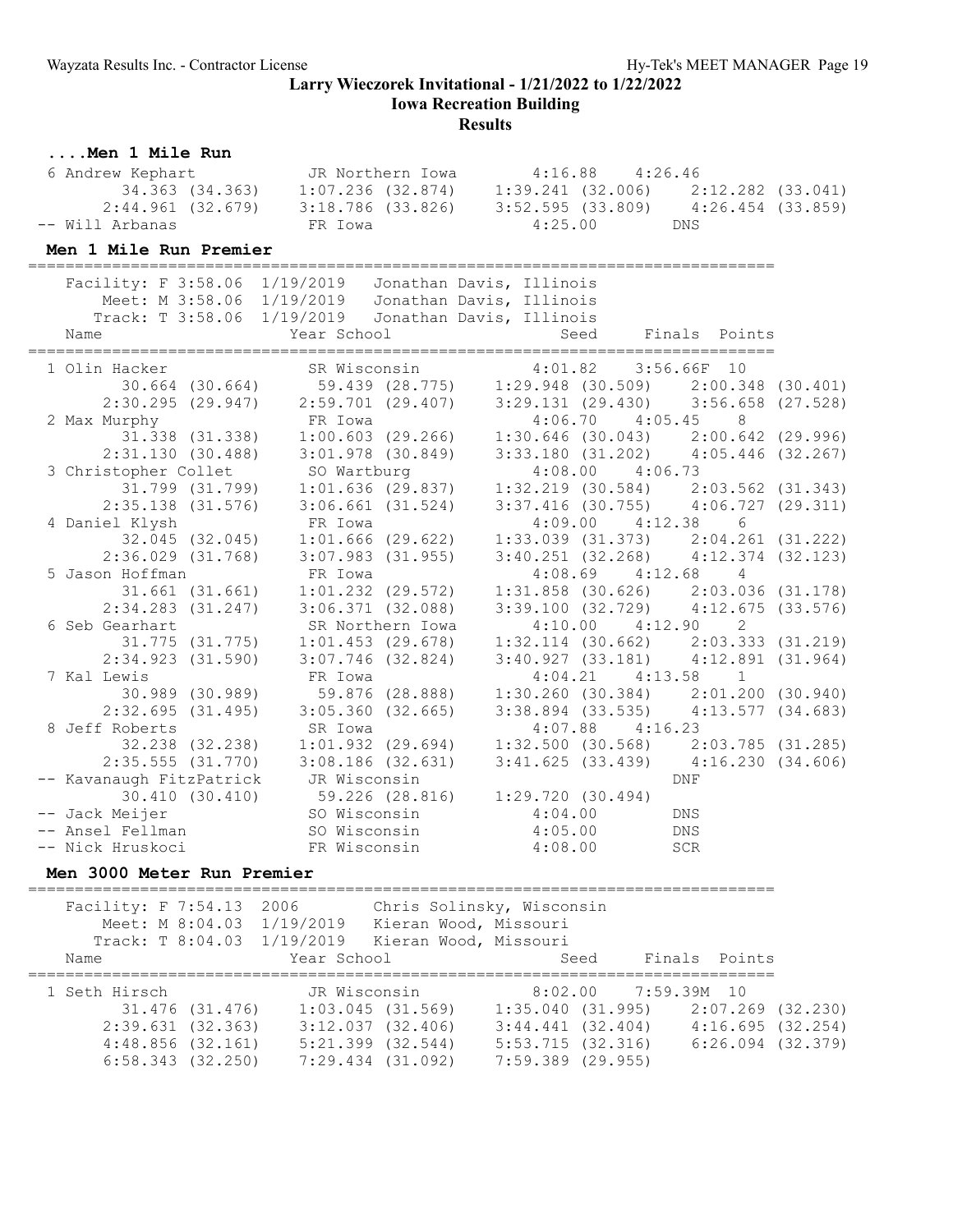# Larry Wieczorek Invitational - 1/21/2022 to 1/22/2022

## Iowa Recreation Building

### Results

### ....Men 1 Mile Run

```
 6 Andrew Kephart           JR Northern Iowa        4:16.88    4:26.46
       34.363 (34.363)    1:07.236 (32.874)    1:39.241 (32.006)    2:12.282 (33.041)
     2:44.961 (32.679)    3:18.786 (33.826)    3:52.595 (33.809)    4:26.454 (33.859)
-- Will Arbanas             FR Iowa                 4:25.00        DNS
```

### Men 1 Mile Run Premier

```
=================================================================================
    Facility: F 3:58.06  1/19/2019   Jonathan Davis, Illinois
        Meet: M 3:58.06  1/19/2019   Jonathan Davis, Illinois
       Track: T 3:58.06  1/19/2019   Jonathan Davis, Illinois
    Name                    Year School                 Seed     Finals  Points
=================================================================================
  1 Olin Hacker             SR Wisconsin            4:01.82    3:56.66F  10
       30.664 (30.664)      59.439 (28.775)    1:29.948 (30.509)    2:00.348 (30.401)
     2:30.295 (29.947)    2:59.701 (29.407)    3:29.131 (29.430)    3:56.658 (27.528)
  2 Max Murphy              FR Iowa                 4:06.70    4:05.45    8
       31.338 (31.338)    1:00.603 (29.266)    1:30.646 (30.043)    2:00.642 (29.996)
     2:31.130 (30.488)    3:01.978 (30.849)    3:33.180 (31.202)    4:05.446 (32.267)
  3 Christopher Collet      SO Wartburg             4:08.00    4:06.73
       31.799 (31.799)    1:01.636 (29.837)    1:32.219 (30.584)    2:03.562 (31.343)
     2:35.138 (31.576)    3:06.661 (31.524)    3:37.416 (30.755)    4:06.727 (29.311)
  4 Daniel Klysh            FR Iowa                 4:09.00    4:12.38    6
       32.045 (32.045)    1:01.666 (29.622)    1:33.039 (31.373)    2:04.261 (31.222)
     2:36.029 (31.768)    3:07.983 (31.955)    3:40.251 (32.268)    4:12.374 (32.123)
  5 Jason Hoffman           FR Iowa                 4:08.69    4:12.68    4
       31.661 (31.661)    1:01.232 (29.572)    1:31.858 (30.626)    2:03.036 (31.178)
     2:34.283 (31.247)    3:06.371 (32.088)    3:39.100 (32.729)    4:12.675 (33.576)
  6 Seb Gearhart            SR Northern Iowa        4:10.00    4:12.90    2
       31.775 (31.775)    1:01.453 (29.678)    1:32.114 (30.662)    2:03.333 (31.219)
     2:34.923 (31.590)    3:07.746 (32.824)    3:40.927 (33.181)    4:12.891 (31.964)
  7 Kal Lewis               FR Iowa                 4:04.21    4:13.58    1
       30.989 (30.989)      59.876 (28.888)    1:30.260 (30.384)    2:01.200 (30.940)
     2:32.695 (31.495)    3:05.360 (32.665)    3:38.894 (33.535)    4:13.577 (34.683)
  8 Jeff Roberts            SR Iowa                 4:07.88    4:16.23
       32.238 (32.238)    1:01.932 (29.694)    1:32.500 (30.568)    2:03.785 (31.285)
     2:35.555 (31.770)    3:08.186 (32.631)    3:41.625 (33.439)    4:16.230 (34.606)
 -- Kavanaugh FitzPatrick   JR Wisconsin                           DNF
       30.410 (30.410)      59.226 (28.816)    1:29.720 (30.494)
 -- Jack Meijer             SO Wisconsin            4:04.00        DNS
 -- Ansel Fellman           SO Wisconsin            4:05.00        DNS
 -- Nick Hruskoci           FR Wisconsin            4:08.00        SCR
```

### Men 3000 Meter Run Premier

```
=================================================================================
    Facility: F 7:54.13  2006        Chris Solinsky, Wisconsin
        Meet: M 8:04.03  1/19/2019   Kieran Wood, Missouri
       Track: T 8:04.03  1/19/2019   Kieran Wood, Missouri
    Name                    Year School                 Seed     Finals  Points
=================================================================================
  1 Seth Hirsch             JR Wisconsin            8:02.00    7:59.39M  10
       31.476 (31.476)    1:03.045 (31.569)    1:35.040 (31.995)    2:07.269 (32.230)
     2:39.631 (32.363)    3:12.037 (32.406)    3:44.441 (32.404)    4:16.695 (32.254)
     4:48.856 (32.161)    5:21.399 (32.544)    5:53.715 (32.316)    6:26.094 (32.379)
     6:58.343 (32.250)    7:29.434 (31.092)    7:59.389 (29.955)
```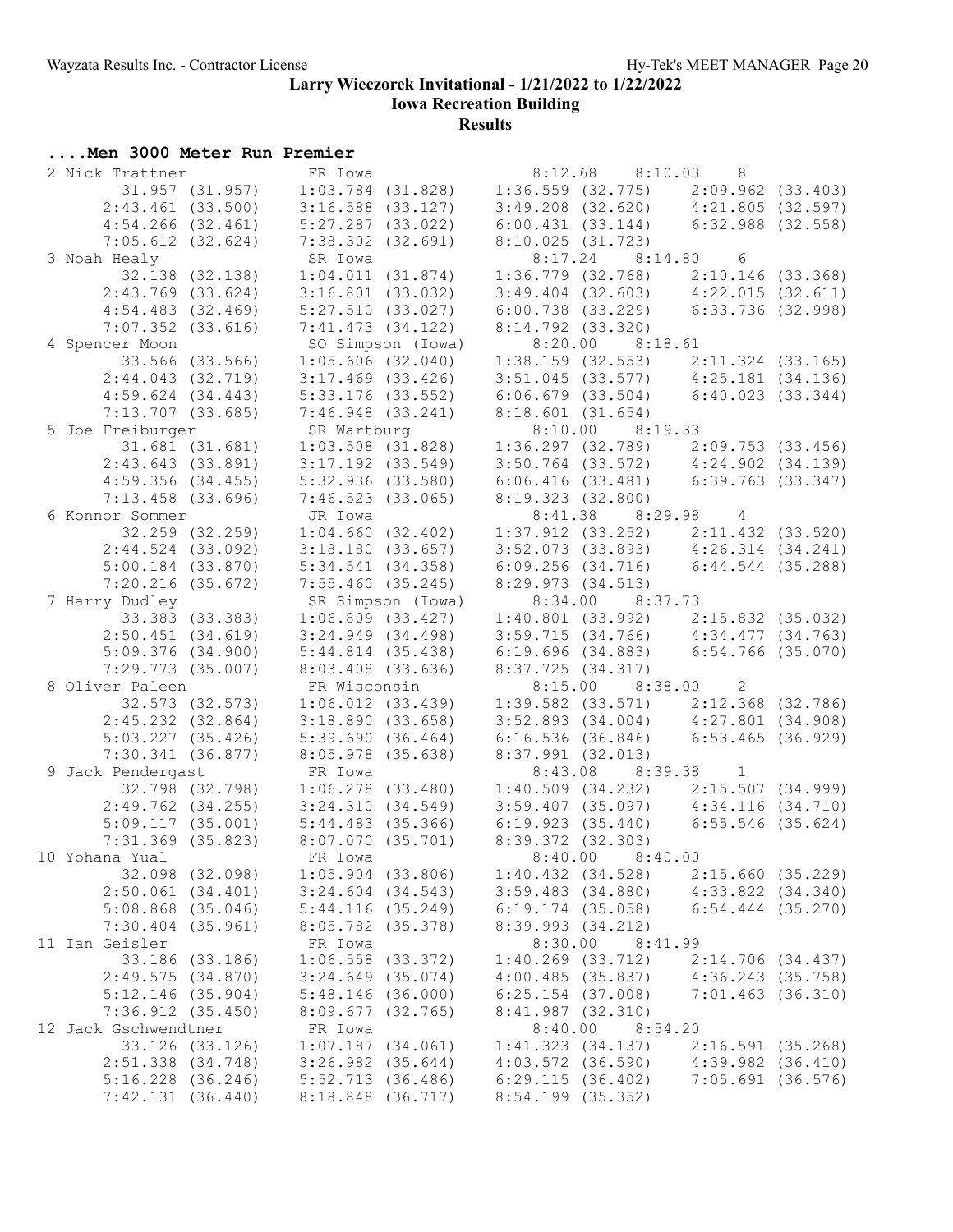# Larry Wieczorek Invitational - 1/21/2022 to 1/22/2022

## Iowa Recreation Building

### Results

**....Men 3000 Meter Run Premier**

```
  2 Nick Trattner          FR Iowa                   8:12.68    8:10.03   8  
        31.957 (31.957)    1:03.784 (31.828)    1:36.559 (32.775)    2:09.962 (33.403)
      2:43.461 (33.500)    3:16.588 (33.127)    3:49.208 (32.620)    4:21.805 (32.597)
      4:54.266 (32.461)    5:27.287 (33.022)    6:00.431 (33.144)    6:32.988 (32.558)
      7:05.612 (32.624)    7:38.302 (32.691)    8:10.025 (31.723)
  3 Noah Healy             SR Iowa                   8:17.24    8:14.80   6  
        32.138 (32.138)    1:04.011 (31.874)    1:36.779 (32.768)    2:10.146 (33.368)
      2:43.769 (33.624)    3:16.801 (33.032)    3:49.404 (32.603)    4:22.015 (32.611)
      4:54.483 (32.469)    5:27.510 (33.027)    6:00.738 (33.229)    6:33.736 (32.998)
      7:07.352 (33.616)    7:41.473 (34.122)    8:14.792 (33.320)
  4 Spencer Moon           SO Simpson (Iowa)         8:20.00    8:18.61  
        33.566 (33.566)    1:05.606 (32.040)    1:38.159 (32.553)    2:11.324 (33.165)
      2:44.043 (32.719)    3:17.469 (33.426)    3:51.045 (33.577)    4:25.181 (34.136)
      4:59.624 (34.443)    5:33.176 (33.552)    6:06.679 (33.504)    6:40.023 (33.344)
      7:13.707 (33.685)    7:46.948 (33.241)    8:18.601 (31.654)
  5 Joe Freiburger         SR Wartburg               8:10.00    8:19.33  
        31.681 (31.681)    1:03.508 (31.828)    1:36.297 (32.789)    2:09.753 (33.456)
      2:43.643 (33.891)    3:17.192 (33.549)    3:50.764 (33.572)    4:24.902 (34.139)
      4:59.356 (34.455)    5:32.936 (33.580)    6:06.416 (33.481)    6:39.763 (33.347)
      7:13.458 (33.696)    7:46.523 (33.065)    8:19.323 (32.800)
  6 Konnor Sommer          JR Iowa                   8:41.38    8:29.98   4  
        32.259 (32.259)    1:04.660 (32.402)    1:37.912 (33.252)    2:11.432 (33.520)
      2:44.524 (33.092)    3:18.180 (33.657)    3:52.073 (33.893)    4:26.314 (34.241)
      5:00.184 (33.870)    5:34.541 (34.358)    6:09.256 (34.716)    6:44.544 (35.288)
      7:20.216 (35.672)    7:55.460 (35.245)    8:29.973 (34.513)
  7 Harry Dudley           SR Simpson (Iowa)         8:34.00    8:37.73  
        33.383 (33.383)    1:06.809 (33.427)    1:40.801 (33.992)    2:15.832 (35.032)
      2:50.451 (34.619)    3:24.949 (34.498)    3:59.715 (34.766)    4:34.477 (34.763)
      5:09.376 (34.900)    5:44.814 (35.438)    6:19.696 (34.883)    6:54.766 (35.070)
      7:29.773 (35.007)    8:03.408 (33.636)    8:37.725 (34.317)
  8 Oliver Paleen          FR Wisconsin              8:15.00    8:38.00   2  
        32.573 (32.573)    1:06.012 (33.439)    1:39.582 (33.571)    2:12.368 (32.786)
      2:45.232 (32.864)    3:18.890 (33.658)    3:52.893 (34.004)    4:27.801 (34.908)
      5:03.227 (35.426)    5:39.690 (36.464)    6:16.536 (36.846)    6:53.465 (36.929)
      7:30.341 (36.877)    8:05.978 (35.638)    8:37.991 (32.013)
  9 Jack Pendergast        FR Iowa                   8:43.08    8:39.38   1  
        32.798 (32.798)    1:06.278 (33.480)    1:40.509 (34.232)    2:15.507 (34.999)
      2:49.762 (34.255)    3:24.310 (34.549)    3:59.407 (35.097)    4:34.116 (34.710)
      5:09.117 (35.001)    5:44.483 (35.366)    6:19.923 (35.440)    6:55.546 (35.624)
      7:31.369 (35.823)    8:07.070 (35.701)    8:39.372 (32.303)
 10 Yohana Yual            FR Iowa                   8:40.00    8:40.00  
        32.098 (32.098)    1:05.904 (33.806)    1:40.432 (34.528)    2:15.660 (35.229)
      2:50.061 (34.401)    3:24.604 (34.543)    3:59.483 (34.880)    4:33.822 (34.340)
      5:08.868 (35.046)    5:44.116 (35.249)    6:19.174 (35.058)    6:54.444 (35.270)
      7:30.404 (35.961)    8:05.782 (35.378)    8:39.993 (34.212)
 11 Ian Geisler            FR Iowa                   8:30.00    8:41.99  
        33.186 (33.186)    1:06.558 (33.372)    1:40.269 (33.712)    2:14.706 (34.437)
      2:49.575 (34.870)    3:24.649 (35.074)    4:00.485 (35.837)    4:36.243 (35.758)
      5:12.146 (35.904)    5:48.146 (36.000)    6:25.154 (37.008)    7:01.463 (36.310)
      7:36.912 (35.450)    8:09.677 (32.765)    8:41.987 (32.310)
 12 Jack Gschwendtner      FR Iowa                   8:40.00    8:54.20  
        33.126 (33.126)    1:07.187 (34.061)    1:41.323 (34.137)    2:16.591 (35.268)
      2:51.338 (34.748)    3:26.982 (35.644)    4:03.572 (36.590)    4:39.982 (36.410)
      5:16.228 (36.246)    5:52.713 (36.486)    6:29.115 (36.402)    7:05.691 (36.576)
      7:42.131 (36.440)    8:18.848 (36.717)    8:54.199 (35.352)
```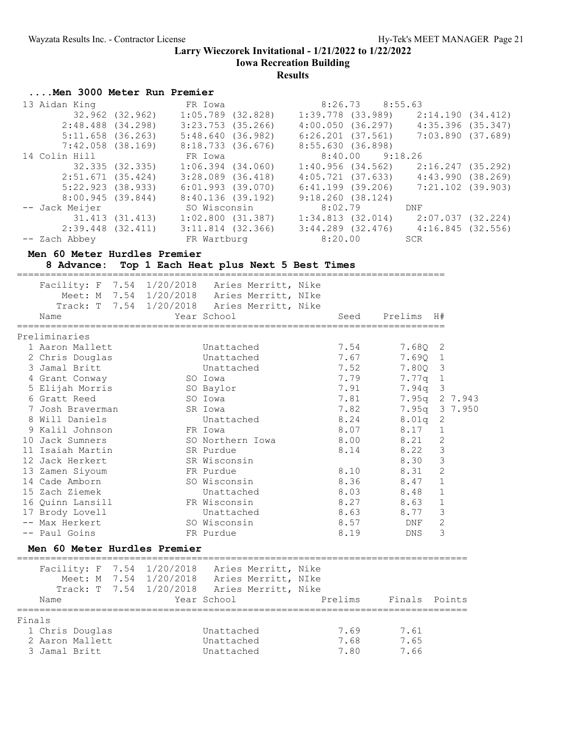# Larry Wieczorek Invitational - 1/21/2022 to 1/22/2022

## Iowa Recreation Building

### Results

#### ....Men 3000 Meter Run Premier

```
 13 Aidan King                 FR Iowa                  8:26.73    8:55.63  
         32.962 (32.962)     1:05.789 (32.828)     1:39.778 (33.989)     2:14.190 (34.412)
       2:48.488 (34.298)     3:23.753 (35.266)     4:00.050 (36.297)     4:35.396 (35.347)
       5:11.658 (36.263)     5:48.640 (36.982)     6:26.201 (37.561)     7:03.890 (37.689)
       7:42.058 (38.169)     8:18.733 (36.676)     8:55.630 (36.898)
 14 Colin Hill                 FR Iowa                  8:40.00    9:18.26  
         32.335 (32.335)     1:06.394 (34.060)     1:40.956 (34.562)     2:16.247 (35.292)
       2:51.671 (35.424)     3:28.089 (36.418)     4:05.721 (37.633)     4:43.990 (38.269)
       5:22.923 (38.933)     6:01.993 (39.070)     6:41.199 (39.206)     7:21.102 (39.903)
       8:00.945 (39.844)     8:40.136 (39.192)     9:18.260 (38.124)
 -- Jack Meijer                SO Wisconsin             8:02.79        DNF  
         31.413 (31.413)     1:02.800 (31.387)     1:34.813 (32.014)     2:07.037 (32.224)
       2:39.448 (32.411)     3:11.814 (32.366)     3:44.289 (32.476)     4:16.845 (32.556)
 -- Zach Abbey                 FR Wartburg              8:20.00        SCR  
```

#### Men 60 Meter Hurdles Premier

**8 Advance: Top 1 Each Heat plus Next 5 Best Times**

```
    Facility: F  7.54  1/20/2018   Aries Merritt, Nike
        Meet: M  7.54  1/20/2018   Aries Merritt, NIke
       Track: T  7.54  1/20/2018   Aries Merritt, Nike
```

Preliminaries

| Place | Name | Year | School | Seed | Prelims | H# | |
|---|---|---|---|---|---|---|---|
| 1 | Aaron Mallett | | Unattached | 7.54 | 7.68Q | 2 | |
| 2 | Chris Douglas | | Unattached | 7.67 | 7.69Q | 1 | |
| 3 | Jamal Britt | | Unattached | 7.52 | 7.80Q | 3 | |
| 4 | Grant Conway | SO | Iowa | 7.79 | 7.77q | 1 | |
| 5 | Elijah Morris | SO | Baylor | 7.91 | 7.94q | 3 | |
| 6 | Gratt Reed | SO | Iowa | 7.81 | 7.95q | 2 | 7.943 |
| 7 | Josh Braverman | SR | Iowa | 7.82 | 7.95q | 3 | 7.950 |
| 8 | Will Daniels | | Unattached | 8.24 | 8.01q | 2 | |
| 9 | Kalil Johnson | FR | Iowa | 8.07 | 8.17 | 1 | |
| 10 | Jack Sumners | SO | Northern Iowa | 8.00 | 8.21 | 2 | |
| 11 | Isaiah Martin | SR | Purdue | 8.14 | 8.22 | 3 | |
| 12 | Jack Herkert | SR | Wisconsin | | 8.30 | 3 | |
| 13 | Zamen Siyoum | FR | Purdue | 8.10 | 8.31 | 2 | |
| 14 | Cade Amborn | SO | Wisconsin | 8.36 | 8.47 | 1 | |
| 15 | Zach Ziemek | | Unattached | 8.03 | 8.48 | 1 | |
| 16 | Quinn Lansill | FR | Wisconsin | 8.27 | 8.63 | 1 | |
| 17 | Brody Lovell | | Unattached | 8.63 | 8.77 | 3 | |
| -- | Max Herkert | SO | Wisconsin | 8.57 | DNF | 2 | |
| -- | Paul Goins | FR | Purdue | 8.19 | DNS | 3 | |

#### Men 60 Meter Hurdles Premier

```
    Facility: F  7.54  1/20/2018   Aries Merritt, Nike
        Meet: M  7.54  1/20/2018   Aries Merritt, NIke
       Track: T  7.54  1/20/2018   Aries Merritt, Nike
```

Finals

| Place | Name | Year | School | Prelims | Finals | Points |
|---|---|---|---|---|---|---|
| 1 | Chris Douglas | | Unattached | 7.69 | 7.61 | |
| 2 | Aaron Mallett | | Unattached | 7.68 | 7.65 | |
| 3 | Jamal Britt | | Unattached | 7.80 | 7.66 | |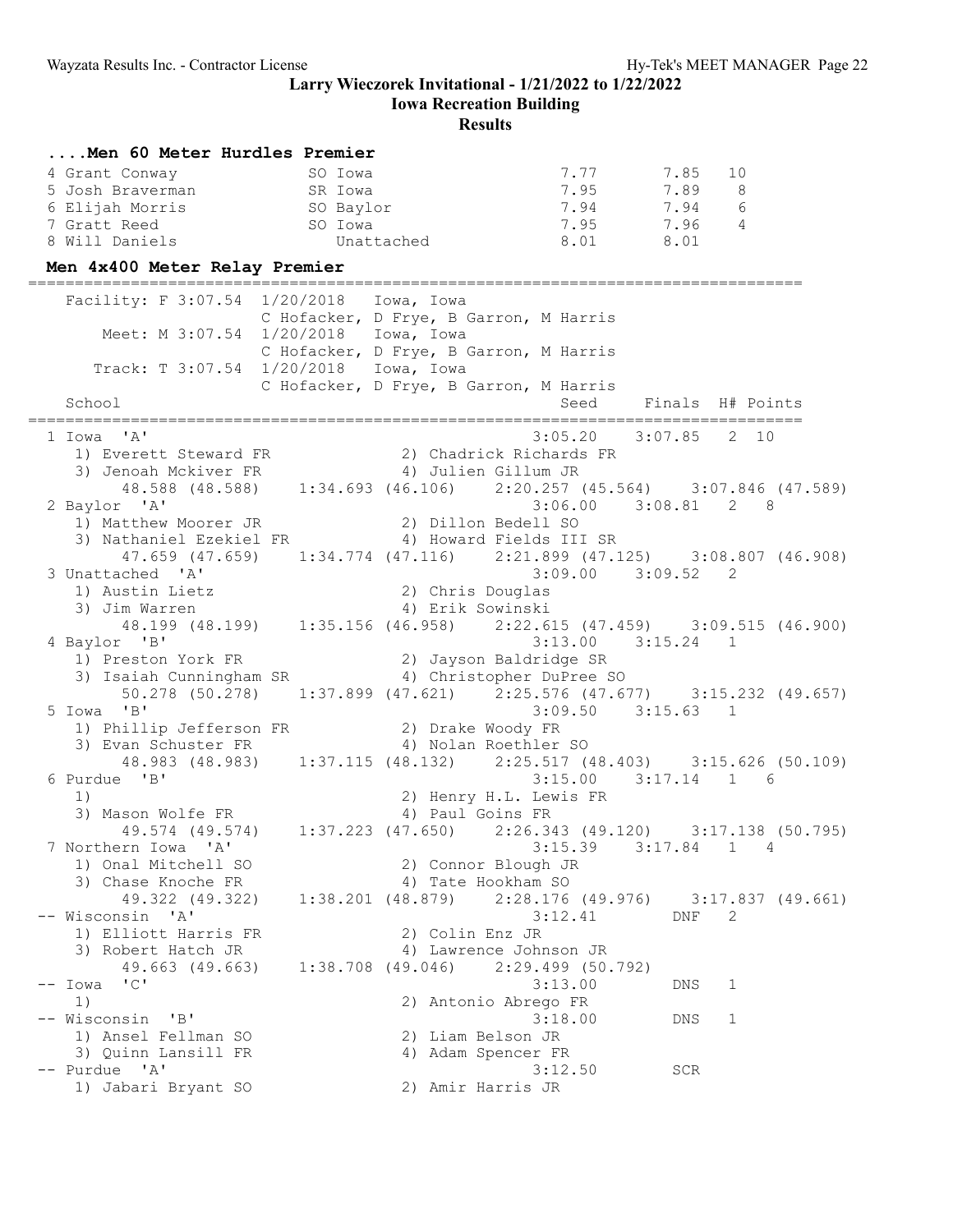Larry Wieczorek Invitational - 1/21/2022 to 1/22/2022

Iowa Recreation Building

Results

### ....Men 60 Meter Hurdles Premier

| Place | Name | Year School | Seed | Finals | Points |
|---|---|---|---|---|---|
| 4 | Grant Conway | SO Iowa | 7.77 | 7.85 | 10 |
| 5 | Josh Braverman | SR Iowa | 7.95 | 7.89 | 8 |
| 6 | Elijah Morris | SO Baylor | 7.94 | 7.94 | 6 |
| 7 | Gratt Reed | SO Iowa | 7.95 | 7.96 | 4 |
| 8 | Will Daniels | Unattached | 8.01 | 8.01 | |

### Men 4x400 Meter Relay Premier

```
Facility: F 3:07.54  1/20/2018   Iowa, Iowa
                     C Hofacker, D Frye, B Garron, M Harris
    Meet: M 3:07.54  1/20/2018   Iowa, Iowa
                     C Hofacker, D Frye, B Garron, M Harris
   Track: T 3:07.54  1/20/2018   Iowa, Iowa
                     C Hofacker, D Frye, B Garron, M Harris
School                                            Seed    Finals  H# Points
===========================================================================
1 Iowa  'A'                                    3:05.20   3:07.85   2  10
  1) Everett Steward FR            2) Chadrick Richards FR
  3) Jenoah Mckiver FR             4) Julien Gillum JR
      48.588 (48.588)    1:34.693 (46.106)    2:20.257 (45.564)    3:07.846 (47.589)
2 Baylor  'A'                                  3:06.00   3:08.81   2   8
  1) Matthew Moorer JR             2) Dillon Bedell SO
  3) Nathaniel Ezekiel FR          4) Howard Fields III SR
      47.659 (47.659)    1:34.774 (47.116)    2:21.899 (47.125)    3:08.807 (46.908)
3 Unattached  'A'                              3:09.00   3:09.52   2
  1) Austin Lietz                  2) Chris Douglas
  3) Jim Warren                    4) Erik Sowinski
      48.199 (48.199)    1:35.156 (46.958)    2:22.615 (47.459)    3:09.515 (46.900)
4 Baylor  'B'                                  3:13.00   3:15.24   1
  1) Preston York FR               2) Jayson Baldridge SR
  3) Isaiah Cunningham SR          4) Christopher DuPree SO
      50.278 (50.278)    1:37.899 (47.621)    2:25.576 (47.677)    3:15.232 (49.657)
5 Iowa  'B'                                    3:09.50   3:15.63   1
  1) Phillip Jefferson FR          2) Drake Woody FR
  3) Evan Schuster FR              4) Nolan Roethler SO
      48.983 (48.983)    1:37.115 (48.132)    2:25.517 (48.403)    3:15.626 (50.109)
6 Purdue  'B'                                  3:15.00   3:17.14   1   6
  1)                               2) Henry H.L. Lewis FR
  3) Mason Wolfe FR                4) Paul Goins FR
      49.574 (49.574)    1:37.223 (47.650)    2:26.343 (49.120)    3:17.138 (50.795)
7 Northern Iowa  'A'                           3:15.39   3:17.84   1   4
  1) Onal Mitchell SO              2) Connor Blough JR
  3) Chase Knoche FR               4) Tate Hookham SO
      49.322 (49.322)    1:38.201 (48.879)    2:28.176 (49.976)    3:17.837 (49.661)
-- Wisconsin  'A'                              3:12.41       DNF   2
  1) Elliott Harris FR             2) Colin Enz JR
  3) Robert Hatch JR               4) Lawrence Johnson JR
      49.663 (49.663)    1:38.708 (49.046)    2:29.499 (50.792)
-- Iowa  'C'                                   3:13.00       DNS   1
  1)                               2) Antonio Abrego FR
-- Wisconsin  'B'                              3:18.00       DNS   1
  1) Ansel Fellman SO              2) Liam Belson JR
  3) Quinn Lansill FR              4) Adam Spencer FR
-- Purdue  'A'                                 3:12.50       SCR
  1) Jabari Bryant SO              2) Amir Harris JR
```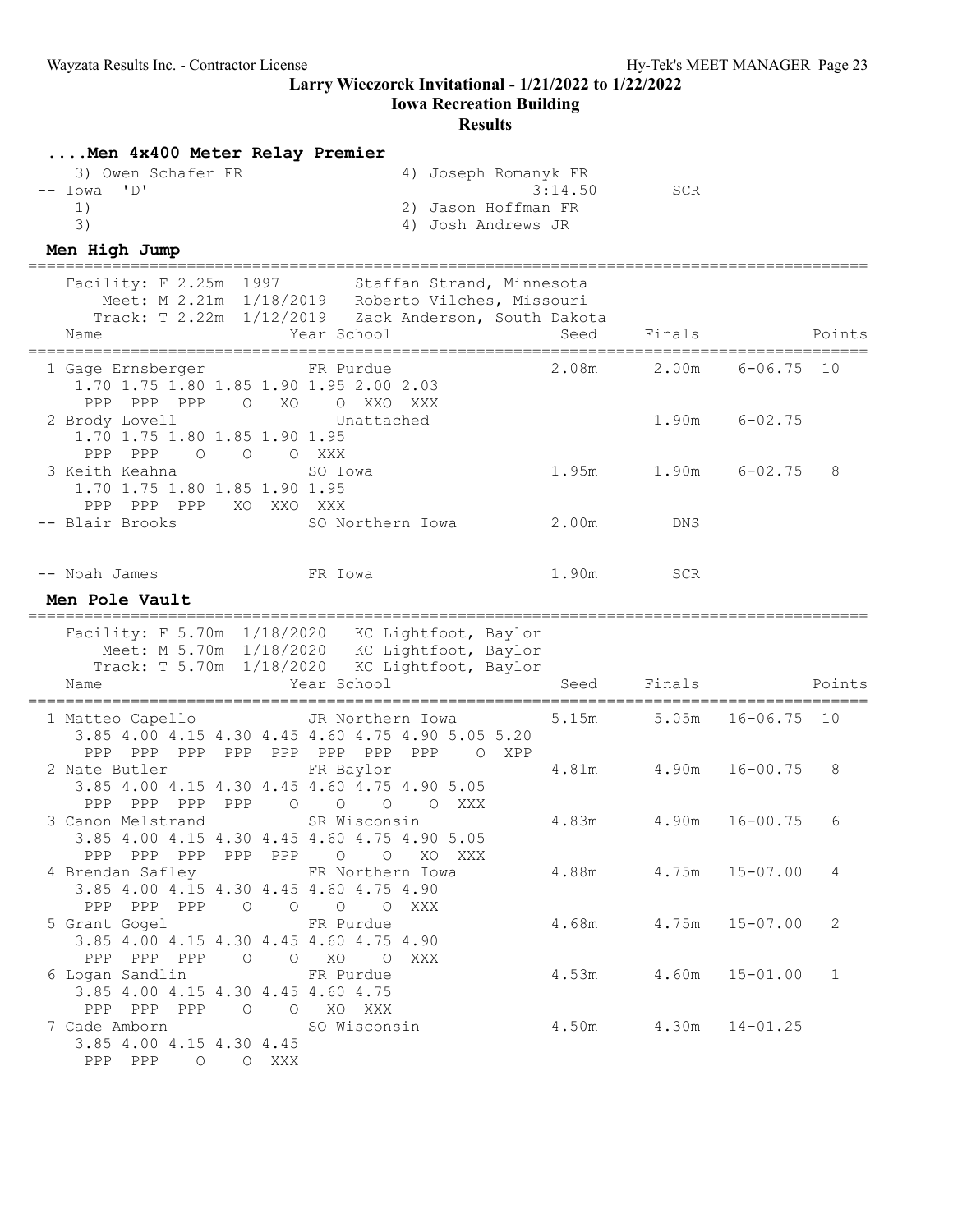Larry Wieczorek Invitational - 1/21/2022 to 1/22/2022

Iowa Recreation Building

Results

### ....Men 4x400 Meter Relay Premier

```
    3) Owen Schafer FR                 4) Joseph Romanyk FR
 -- Iowa  'D'                                     3:14.50        SCR
    1)                                 2) Jason Hoffman FR
    3)                                 4) Josh Andrews JR
```

### Men High Jump

```
=============================================================================================
    Facility: F 2.25m  1997        Staffan Strand, Minnesota
        Meet: M 2.21m  1/18/2019   Roberto Vilches, Missouri
       Track: T 2.22m  1/12/2019   Zack Anderson, South Dakota
    Name                    Year School                  Seed     Finals               Points
=============================================================================================
  1 Gage Ernsberger         FR Purdue                    2.08m     2.00m   6-06.75  10
      1.70 1.75 1.80 1.85 1.90 1.95 2.00 2.03
       PPP  PPP  PPP    O   XO    O  XXO  XXX
  2 Brody Lovell               Unattached                          1.90m   6-02.75
      1.70 1.75 1.80 1.85 1.90 1.95
       PPP  PPP    O    O    O  XXX
  3 Keith Keahna            SO Iowa                      1.95m     1.90m   6-02.75   8
      1.70 1.75 1.80 1.85 1.90 1.95
       PPP  PPP  PPP   XO  XXO  XXX
 -- Blair Brooks            SO Northern Iowa             2.00m       DNS


 -- Noah James              FR Iowa                      1.90m       SCR
```

### Men Pole Vault

```
=============================================================================================
    Facility: F 5.70m  1/18/2020   KC Lightfoot, Baylor
        Meet: M 5.70m  1/18/2020   KC Lightfoot, Baylor
       Track: T 5.70m  1/18/2020   KC Lightfoot, Baylor
    Name                    Year School                  Seed     Finals               Points
=============================================================================================
  1 Matteo Capello          JR Northern Iowa             5.15m     5.05m  16-06.75  10
      3.85 4.00 4.15 4.30 4.45 4.60 4.75 4.90 5.05 5.20
       PPP  PPP  PPP  PPP  PPP  PPP  PPP  PPP    O  XPP
  2 Nate Butler             FR Baylor                    4.81m     4.90m  16-00.75   8
      3.85 4.00 4.15 4.30 4.45 4.60 4.75 4.90 5.05
       PPP  PPP  PPP  PPP    O    O    O    O  XXX
  3 Canon Melstrand         SR Wisconsin                 4.83m     4.90m  16-00.75   6
      3.85 4.00 4.15 4.30 4.45 4.60 4.75 4.90 5.05
       PPP  PPP  PPP  PPP  PPP    O    O   XO  XXX
  4 Brendan Safley          FR Northern Iowa             4.88m     4.75m  15-07.00   4
      3.85 4.00 4.15 4.30 4.45 4.60 4.75 4.90
       PPP  PPP  PPP    O    O    O    O  XXX
  5 Grant Gogel             FR Purdue                    4.68m     4.75m  15-07.00   2
      3.85 4.00 4.15 4.30 4.45 4.60 4.75 4.90
       PPP  PPP  PPP    O    O   XO    O  XXX
  6 Logan Sandlin           FR Purdue                    4.53m     4.60m  15-01.00   1
      3.85 4.00 4.15 4.30 4.45 4.60 4.75
       PPP  PPP  PPP    O    O   XO  XXX
  7 Cade Amborn             SO Wisconsin                 4.50m     4.30m  14-01.25
      3.85 4.00 4.15 4.30 4.45
       PPP  PPP    O    O  XXX
```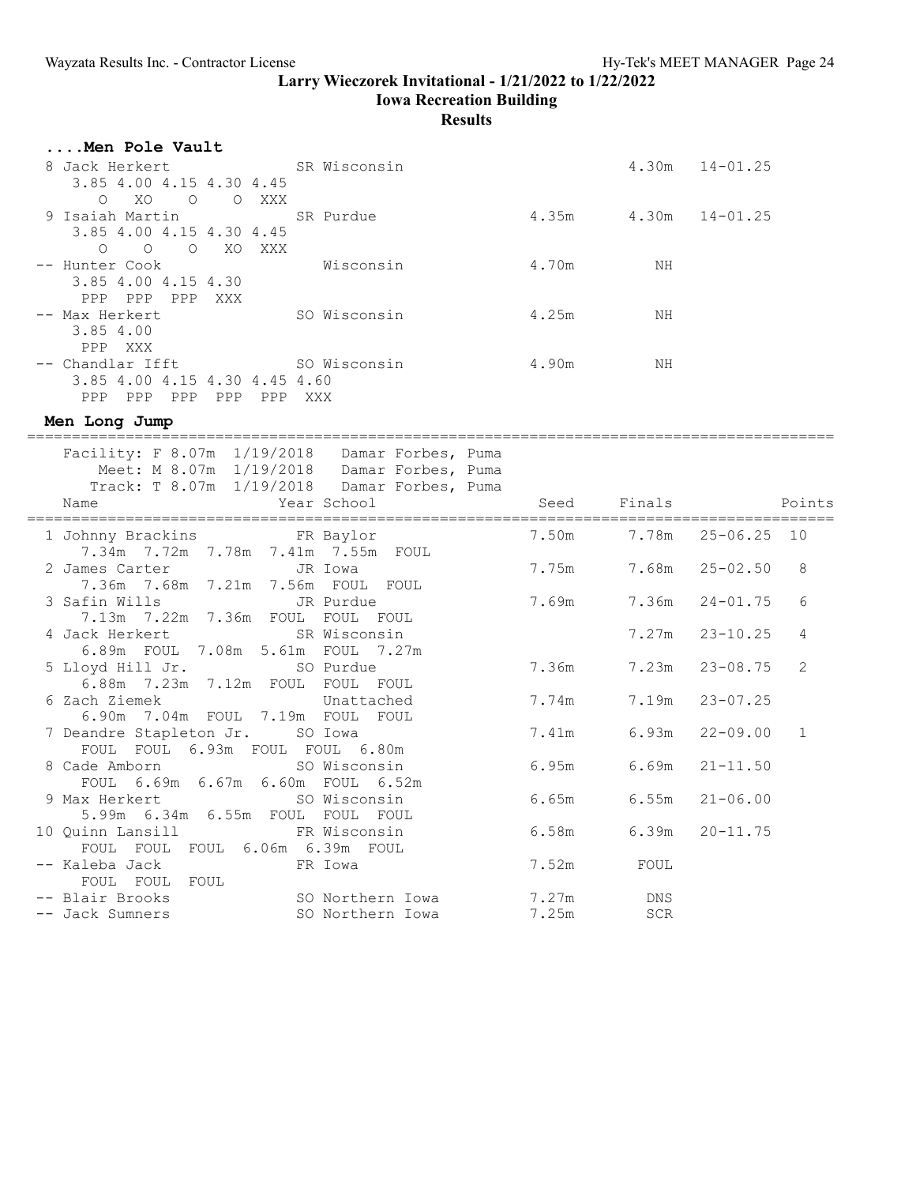**Larry Wieczorek Invitational - 1/21/2022 to 1/22/2022**

**Iowa Recreation Building**

**Results**

### ....Men Pole Vault

| Place | Name | Year | School | Seed | Finals | |
|---|---|---|---|---|---|---|
| 8 | Jack Herkert | SR | Wisconsin | | 4.30m | 14-01.25 |
| | 3.85 4.00 4.15 4.30 4.45 | | | | | |
| | O XO O O XXX | | | | | |
| 9 | Isaiah Martin | SR | Purdue | 4.35m | 4.30m | 14-01.25 |
| | 3.85 4.00 4.15 4.30 4.45 | | | | | |
| | O O O XO XXX | | | | | |
| -- | Hunter Cook | | Wisconsin | 4.70m | NH | |
| | 3.85 4.00 4.15 4.30 | | | | | |
| | PPP PPP PPP XXX | | | | | |
| -- | Max Herkert | SO | Wisconsin | 4.25m | NH | |
| | 3.85 4.00 | | | | | |
| | PPP XXX | | | | | |
| -- | Chandlar Ifft | SO | Wisconsin | 4.90m | NH | |
| | 3.85 4.00 4.15 4.30 4.45 4.60 | | | | | |
| | PPP PPP PPP PPP PPP XXX | | | | | |

### Men Long Jump

Facility: F 8.07m 1/19/2018 Damar Forbes, Puma
Meet: M 8.07m 1/19/2018 Damar Forbes, Puma
Track: T 8.07m 1/19/2018 Damar Forbes, Puma

| Place | Name | Year | School | Seed | Finals | | Points |
|---|---|---|---|---|---|---|---|
| 1 | Johnny Brackins | FR | Baylor | 7.50m | 7.78m | 25-06.25 | 10 |
| | 7.34m 7.72m 7.78m 7.41m 7.55m FOUL | | | | | | |
| 2 | James Carter | JR | Iowa | 7.75m | 7.68m | 25-02.50 | 8 |
| | 7.36m 7.68m 7.21m 7.56m FOUL FOUL | | | | | | |
| 3 | Safin Wills | JR | Purdue | 7.69m | 7.36m | 24-01.75 | 6 |
| | 7.13m 7.22m 7.36m FOUL FOUL FOUL | | | | | | |
| 4 | Jack Herkert | SR | Wisconsin | | 7.27m | 23-10.25 | 4 |
| | 6.89m FOUL 7.08m 5.61m FOUL 7.27m | | | | | | |
| 5 | Lloyd Hill Jr. | SO | Purdue | 7.36m | 7.23m | 23-08.75 | 2 |
| | 6.88m 7.23m 7.12m FOUL FOUL FOUL | | | | | | |
| 6 | Zach Ziemek | | Unattached | 7.74m | 7.19m | 23-07.25 | |
| | 6.90m 7.04m FOUL 7.19m FOUL FOUL | | | | | | |
| 7 | Deandre Stapleton Jr. | SO | Iowa | 7.41m | 6.93m | 22-09.00 | 1 |
| | FOUL FOUL 6.93m FOUL FOUL 6.80m | | | | | | |
| 8 | Cade Amborn | SO | Wisconsin | 6.95m | 6.69m | 21-11.50 | |
| | FOUL 6.69m 6.67m 6.60m FOUL 6.52m | | | | | | |
| 9 | Max Herkert | SO | Wisconsin | 6.65m | 6.55m | 21-06.00 | |
| | 5.99m 6.34m 6.55m FOUL FOUL FOUL | | | | | | |
| 10 | Quinn Lansill | FR | Wisconsin | 6.58m | 6.39m | 20-11.75 | |
| | FOUL FOUL FOUL 6.06m 6.39m FOUL | | | | | | |
| -- | Kaleba Jack | FR | Iowa | 7.52m | FOUL | | |
| | FOUL FOUL FOUL | | | | | | |
| -- | Blair Brooks | SO | Northern Iowa | 7.27m | DNS | | |
| -- | Jack Sumners | SO | Northern Iowa | 7.25m | SCR | | |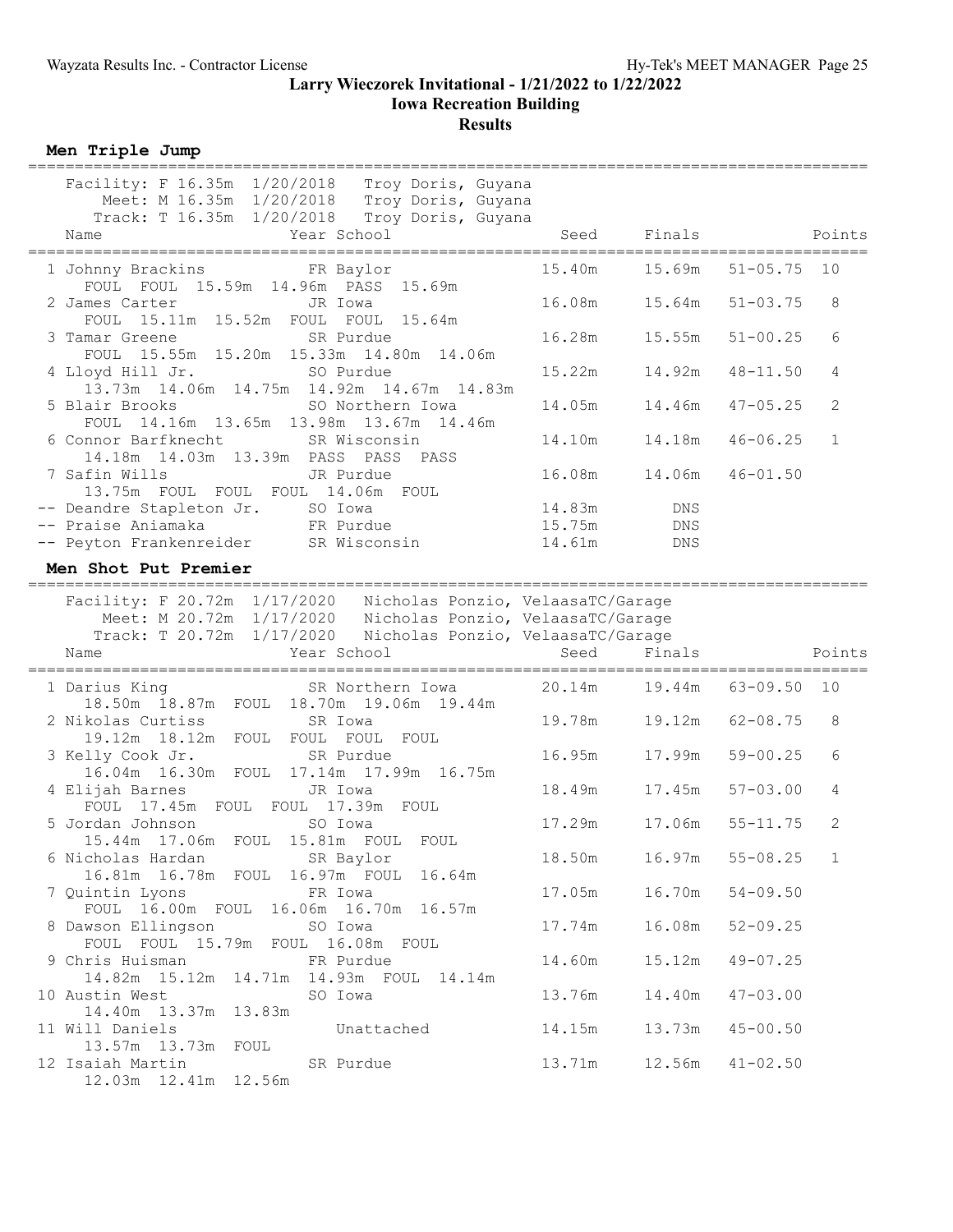# Larry Wieczorek Invitational - 1/21/2022 to 1/22/2022

## Iowa Recreation Building

### Results

**Men Triple Jump**

Facility: F 16.35m 1/20/2018 Troy Doris, Guyana
Meet: M 16.35m 1/20/2018 Troy Doris, Guyana
Track: T 16.35m 1/20/2018 Troy Doris, Guyana

| Place | Name | Year | School | Seed | Finals | | Points |
|---|---|---|---|---|---|---|---|
| 1 | Johnny Brackins | FR | Baylor | 15.40m | 15.69m | 51-05.75 | 10 |
| | FOUL FOUL 15.59m 14.96m PASS 15.69m | | | | | | |
| 2 | James Carter | JR | Iowa | 16.08m | 15.64m | 51-03.75 | 8 |
| | FOUL 15.11m 15.52m FOUL FOUL 15.64m | | | | | | |
| 3 | Tamar Greene | SR | Purdue | 16.28m | 15.55m | 51-00.25 | 6 |
| | FOUL 15.55m 15.20m 15.33m 14.80m 14.06m | | | | | | |
| 4 | Lloyd Hill Jr. | SO | Purdue | 15.22m | 14.92m | 48-11.50 | 4 |
| | 13.73m 14.06m 14.75m 14.92m 14.67m 14.83m | | | | | | |
| 5 | Blair Brooks | SO | Northern Iowa | 14.05m | 14.46m | 47-05.25 | 2 |
| | FOUL 14.16m 13.65m 13.98m 13.67m 14.46m | | | | | | |
| 6 | Connor Barfknecht | SR | Wisconsin | 14.10m | 14.18m | 46-06.25 | 1 |
| | 14.18m 14.03m 13.39m PASS PASS PASS | | | | | | |
| 7 | Safin Wills | JR | Purdue | 16.08m | 14.06m | 46-01.50 | |
| | 13.75m FOUL FOUL FOUL 14.06m FOUL | | | | | | |
| -- | Deandre Stapleton Jr. | SO | Iowa | 14.83m | DNS | | |
| -- | Praise Aniamaka | FR | Purdue | 15.75m | DNS | | |
| -- | Peyton Frankenreider | SR | Wisconsin | 14.61m | DNS | | |

**Men Shot Put Premier**

Facility: F 20.72m 1/17/2020 Nicholas Ponzio, VelaasaTC/Garage
Meet: M 20.72m 1/17/2020 Nicholas Ponzio, VelaasaTC/Garage
Track: T 20.72m 1/17/2020 Nicholas Ponzio, VelaasaTC/Garage

| Place | Name | Year | School | Seed | Finals | | Points |
|---|---|---|---|---|---|---|---|
| 1 | Darius King | SR | Northern Iowa | 20.14m | 19.44m | 63-09.50 | 10 |
| | 18.50m 18.87m FOUL 18.70m 19.06m 19.44m | | | | | | |
| 2 | Nikolas Curtiss | SR | Iowa | 19.78m | 19.12m | 62-08.75 | 8 |
| | 19.12m 18.12m FOUL FOUL FOUL FOUL | | | | | | |
| 3 | Kelly Cook Jr. | SR | Purdue | 16.95m | 17.99m | 59-00.25 | 6 |
| | 16.04m 16.30m FOUL 17.14m 17.99m 16.75m | | | | | | |
| 4 | Elijah Barnes | JR | Iowa | 18.49m | 17.45m | 57-03.00 | 4 |
| | FOUL 17.45m FOUL FOUL 17.39m FOUL | | | | | | |
| 5 | Jordan Johnson | SO | Iowa | 17.29m | 17.06m | 55-11.75 | 2 |
| | 15.44m 17.06m FOUL 15.81m FOUL FOUL | | | | | | |
| 6 | Nicholas Hardan | SR | Baylor | 18.50m | 16.97m | 55-08.25 | 1 |
| | 16.81m 16.78m FOUL 16.97m FOUL 16.64m | | | | | | |
| 7 | Quintin Lyons | FR | Iowa | 17.05m | 16.70m | 54-09.50 | |
| | FOUL 16.00m FOUL 16.06m 16.70m 16.57m | | | | | | |
| 8 | Dawson Ellingson | SO | Iowa | 17.74m | 16.08m | 52-09.25 | |
| | FOUL FOUL 15.79m FOUL 16.08m FOUL | | | | | | |
| 9 | Chris Huisman | FR | Purdue | 14.60m | 15.12m | 49-07.25 | |
| | 14.82m 15.12m 14.71m 14.93m FOUL 14.14m | | | | | | |
| 10 | Austin West | SO | Iowa | 13.76m | 14.40m | 47-03.00 | |
| | 14.40m 13.37m 13.83m | | | | | | |
| 11 | Will Daniels | | Unattached | 14.15m | 13.73m | 45-00.50 | |
| | 13.57m 13.73m FOUL | | | | | | |
| 12 | Isaiah Martin | SR | Purdue | 13.71m | 12.56m | 41-02.50 | |
| | 12.03m 12.41m 12.56m | | | | | | |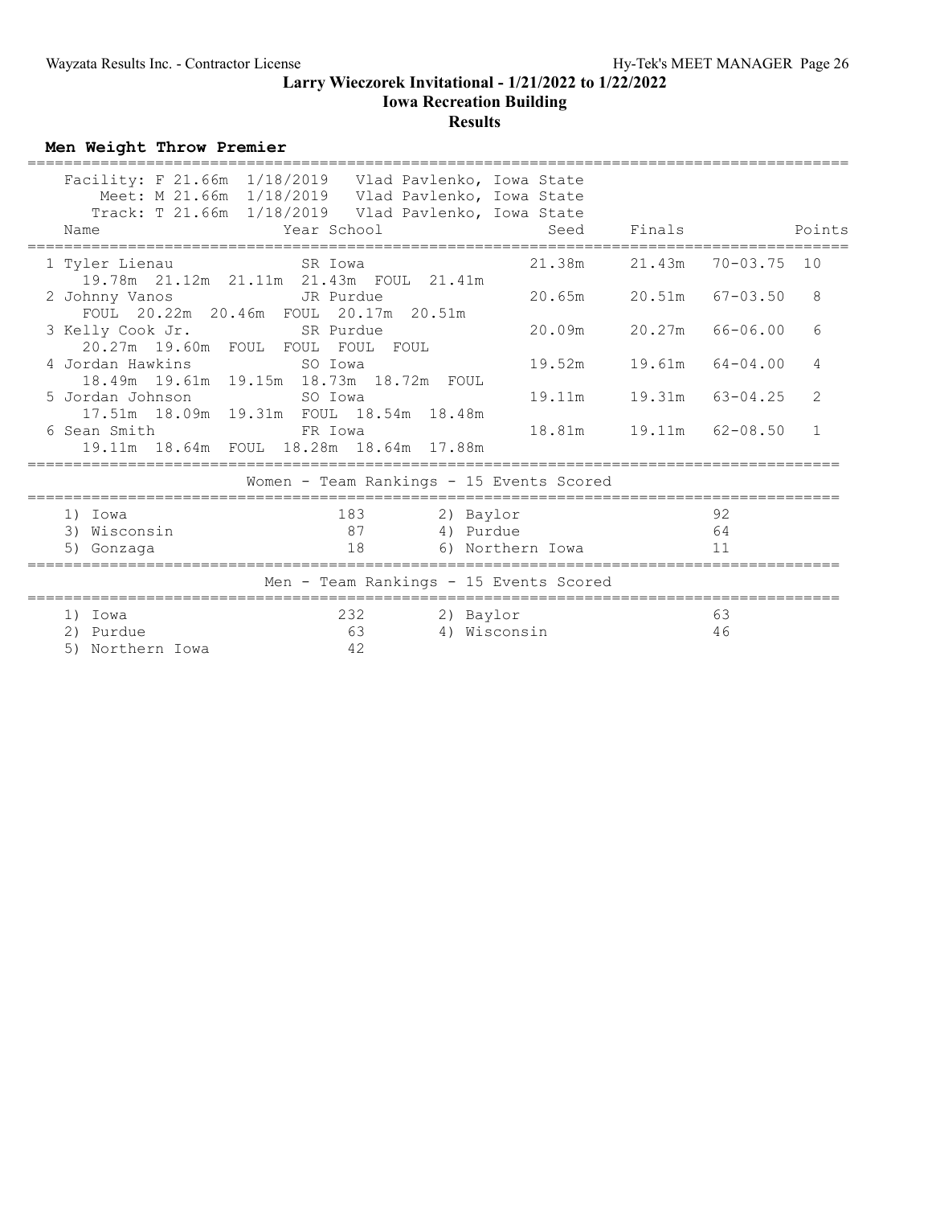Larry Wieczorek Invitational - 1/21/2022 to 1/22/2022

Iowa Recreation Building

Results

### Men Weight Throw Premier

Facility: F 21.66m 1/18/2019 Vlad Pavlenko, Iowa State
Meet: M 21.66m 1/18/2019 Vlad Pavlenko, Iowa State
Track: T 21.66m 1/18/2019 Vlad Pavlenko, Iowa State

| Name | Year | School | Seed | Finals | | Points |
|---|---|---|---|---|---|---|
| 1 Tyler Lienau | SR | Iowa | 21.38m | 21.43m | 70-03.75 | 10 |
| 19.78m 21.12m 21.11m 21.43m FOUL 21.41m | | | | | | |
| 2 Johnny Vanos | JR | Purdue | 20.65m | 20.51m | 67-03.50 | 8 |
| FOUL 20.22m 20.46m FOUL 20.17m 20.51m | | | | | | |
| 3 Kelly Cook Jr. | SR | Purdue | 20.09m | 20.27m | 66-06.00 | 6 |
| 20.27m 19.60m FOUL FOUL FOUL FOUL | | | | | | |
| 4 Jordan Hawkins | SO | Iowa | 19.52m | 19.61m | 64-04.00 | 4 |
| 18.49m 19.61m 19.15m 18.73m 18.72m FOUL | | | | | | |
| 5 Jordan Johnson | SO | Iowa | 19.11m | 19.31m | 63-04.25 | 2 |
| 17.51m 18.09m 19.31m FOUL 18.54m 18.48m | | | | | | |
| 6 Sean Smith | FR | Iowa | 18.81m | 19.11m | 62-08.50 | 1 |
| 19.11m 18.64m FOUL 18.28m 18.64m 17.88m | | | | | | |

### Women - Team Rankings - 15 Events Scored

| | | | |
|---|---|---|---|
| 1) Iowa | 183 | 2) Baylor | 92 |
| 3) Wisconsin | 87 | 4) Purdue | 64 |
| 5) Gonzaga | 18 | 6) Northern Iowa | 11 |

### Men - Team Rankings - 15 Events Scored

| | | | |
|---|---|---|---|
| 1) Iowa | 232 | 2) Baylor | 63 |
| 2) Purdue | 63 | 4) Wisconsin | 46 |
| 5) Northern Iowa | 42 | | |